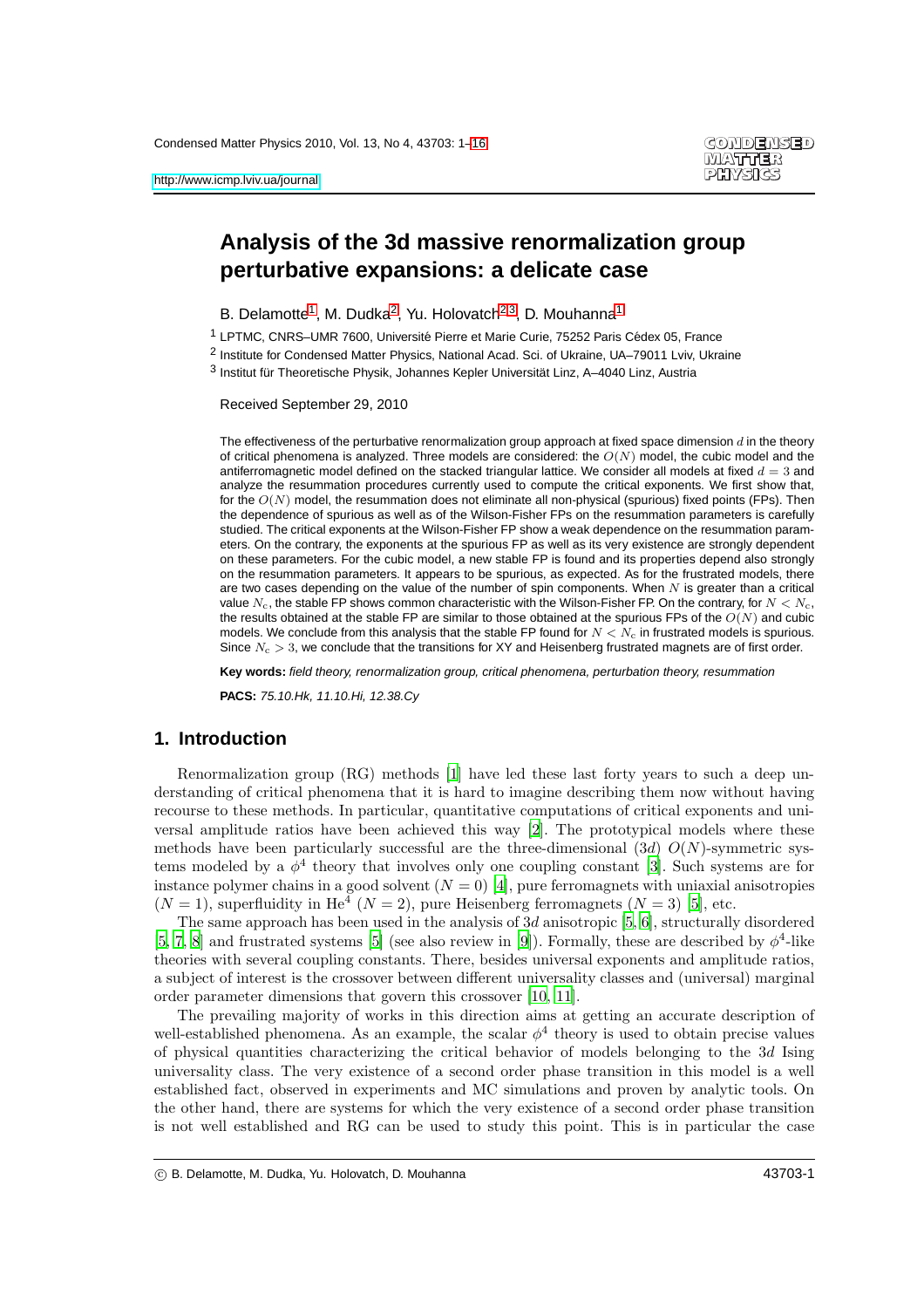# Analysis of the 3d massive renormalization group perturbative expansions: a delicate case

B. Delamotte[1], M. Dudka[2], Yu. Holovatch[2,3], D. Mouhanna[1]

[1] LPTMC, CNRS–UMR 7600, Université Pierre et Marie Curie, 75252 Paris Cédex 05, France

[2] Institute for Condensed Matter Physics, National Acad. Sci. of Ukraine, UA–79011 Lviv, Ukraine

[3] Institut für Theoretische Physik, Johannes Kepler Universität Linz, A–4040 Linz, Austria

Received September 29, 2010

The effectiveness of the perturbative renormalization group approach at fixed space dimension $d$ in the theory of critical phenomena is analyzed. Three models are considered: the $O(N)$ model, the cubic model and the antiferromagnetic model defined on the stacked triangular lattice. We consider all models at fixed $d = 3$ and analyze the resummation procedures currently used to compute the critical exponents. We first show that, for the $O(N)$ model, the resummation does not eliminate all non-physical (spurious) fixed points (FPs). Then the dependence of spurious as well as of the Wilson-Fisher FPs on the resummation parameters is carefully studied. The critical exponents at the Wilson-Fisher FP show a weak dependence on the resummation parameters. On the contrary, the exponents at the spurious FP as well as its very existence are strongly dependent on these parameters. For the cubic model, a new stable FP is found and its properties depend also strongly on the resummation parameters. It appears to be spurious, as expected. As for the frustrated models, there are two cases depending on the value of the number of spin components. When $N$ is greater than a critical value $N_c$, the stable FP shows common characteristic with the Wilson-Fisher FP. On the contrary, for $N < N_c$, the results obtained at the stable FP are similar to those obtained at the spurious FPs of the $O(N)$ and cubic models. We conclude from this analysis that the stable FP found for $N < N_c$ in frustrated models is spurious. Since $N_c > 3$, we conclude that the transitions for XY and Heisenberg frustrated magnets are of first order.

**Key words:** *field theory, renormalization group, critical phenomena, perturbation theory, resummation*

**PACS:** *75.10.Hk, 11.10.Hi, 12.38.Cy*

## 1. Introduction

Renormalization group (RG) methods [1] have led these last forty years to such a deep understanding of critical phenomena that it is hard to imagine describing them now without having recourse to these methods. In particular, quantitative computations of critical exponents and universal amplitude ratios have been achieved this way [2]. The prototypical models where these methods have been particularly successful are the three-dimensional ($3d$) $O(N)$-symmetric systems modeled by a $\phi^4$ theory that involves only one coupling constant [3]. Such systems are for instance polymer chains in a good solvent ($N = 0$) [4], pure ferromagnets with uniaxial anisotropies ($N = 1$), superfluidity in $\mathrm{He}^4$ ($N = 2$), pure Heisenberg ferromagnets ($N = 3$) [5], etc.

The same approach has been used in the analysis of $3d$ anisotropic [5, 6], structurally disordered [5, 7, 8] and frustrated systems [5] (see also review in [9]). Formally, these are described by $\phi^4$-like theories with several coupling constants. There, besides universal exponents and amplitude ratios, a subject of interest is the crossover between different universality classes and (universal) marginal order parameter dimensions that govern this crossover [10, 11].

The prevailing majority of works in this direction aims at getting an accurate description of well-established phenomena. As an example, the scalar $\phi^4$ theory is used to obtain precise values of physical quantities characterizing the critical behavior of models belonging to the $3d$ Ising universality class. The very existence of a second order phase transition in this model is a well established fact, observed in experiments and MC simulations and proven by analytic tools. On the other hand, there are systems for which the very existence of a second order phase transition is not well established and RG can be used to study this point. This is in particular the case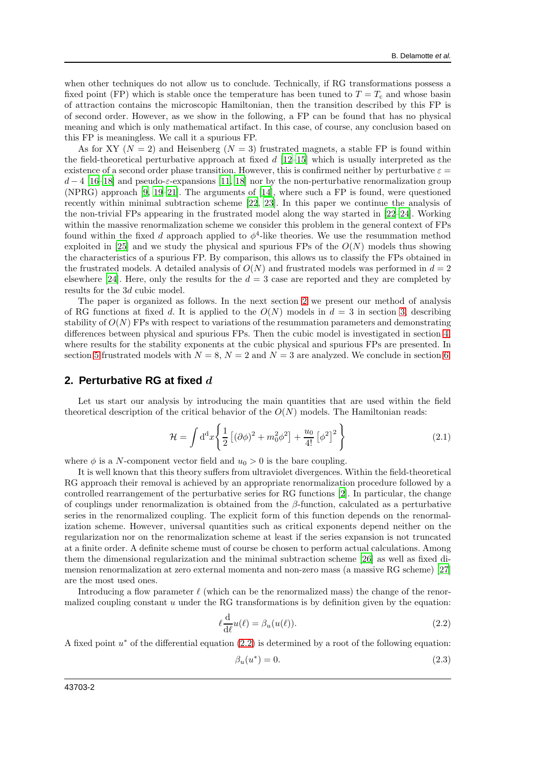when other techniques do not allow us to conclude. Technically, if RG transformations possess a fixed point (FP) which is stable once the temperature has been tuned to $T = T_c$ and whose basin of attraction contains the microscopic Hamiltonian, then the transition described by this FP is of second order. However, as we show in the following, a FP can be found that has no physical meaning and which is only mathematical artifact. In this case, of course, any conclusion based on this FP is meaningless. We call it a spurious FP.

As for XY ($N = 2$) and Heisenberg ($N = 3$) frustrated magnets, a stable FP is found within the field-theoretical perturbative approach at fixed $d$ [12–15] which is usually interpreted as the existence of a second order phase transition. However, this is confirmed neither by perturbative $\varepsilon = d-4$ [16–18] and pseudo-$\varepsilon$-expansions [11, 18] nor by the non-perturbative renormalization group (NPRG) approach [9, 19–21]. The arguments of [14], where such a FP is found, were questioned recently within minimal subtraction scheme [22, 23]. In this paper we continue the analysis of the non-trivial FPs appearing in the frustrated model along the way started in [22–24]. Working within the massive renormalization scheme we consider this problem in the general context of FPs found within the fixed $d$ approach applied to $\phi^4$-like theories. We use the resummation method exploited in [25] and we study the physical and spurious FPs of the $O(N)$ models thus showing the characteristics of a spurious FP. By comparison, this allows us to classify the FPs obtained in the frustrated models. A detailed analysis of $O(N)$ and frustrated models was performed in $d = 2$ elsewhere [24]. Here, only the results for the $d = 3$ case are reported and they are completed by results for the 3$d$ cubic model.

The paper is organized as follows. In the next section 2 we present our method of analysis of RG functions at fixed $d$. It is applied to the $O(N)$ models in $d = 3$ in section 3, describing stability of $O(N)$ FPs with respect to variations of the resummation parameters and demonstrating differences between physical and spurious FPs. Then the cubic model is investigated in section 4, where results for the stability exponents at the cubic physical and spurious FPs are presented. In section 5 frustrated models with $N = 8$, $N = 2$ and $N = 3$ are analyzed. We conclude in section 6.

## 2. Perturbative RG at fixed $d$

Let us start our analysis by introducing the main quantities that are used within the field theoretical description of the critical behavior of the $O(N)$ models. The Hamiltonian reads:

$$\mathcal{H} = \int \mathrm{d}^d x \left\{ \frac{1}{2} \left[ (\partial\phi)^2 + m_0^2 \phi^2 \right] + \frac{u_0}{4!} \left[ \phi^2 \right]^2 \right\} \tag{2.1}$$

where $\phi$ is a $N$-component vector field and $u_0 > 0$ is the bare coupling.

It is well known that this theory suffers from ultraviolet divergences. Within the field-theoretical RG approach their removal is achieved by an appropriate renormalization procedure followed by a controlled rearrangement of the perturbative series for RG functions [2]. In particular, the change of couplings under renormalization is obtained from the $\beta$-function, calculated as a perturbative series in the renormalized coupling. The explicit form of this function depends on the renormalization scheme. However, universal quantities such as critical exponents depend neither on the regularization nor on the renormalization scheme at least if the series expansion is not truncated at a finite order. A definite scheme must of course be chosen to perform actual calculations. Among them the dimensional regularization and the minimal subtraction scheme [26] as well as fixed dimension renormalization at zero external momenta and non-zero mass (a massive RG scheme) [27] are the most used ones.

Introducing a flow parameter $\ell$ (which can be the renormalized mass) the change of the renormalized coupling constant $u$ under the RG transformations is by definition given by the equation:

$$\ell \frac{\mathrm{d}}{\mathrm{d}\ell} u(\ell) = \beta_u(u(\ell)). \tag{2.2}$$

A fixed point $u^*$ of the differential equation (2.2) is determined by a root of the following equation:

$$\beta_u(u^*) = 0. \tag{2.3}$$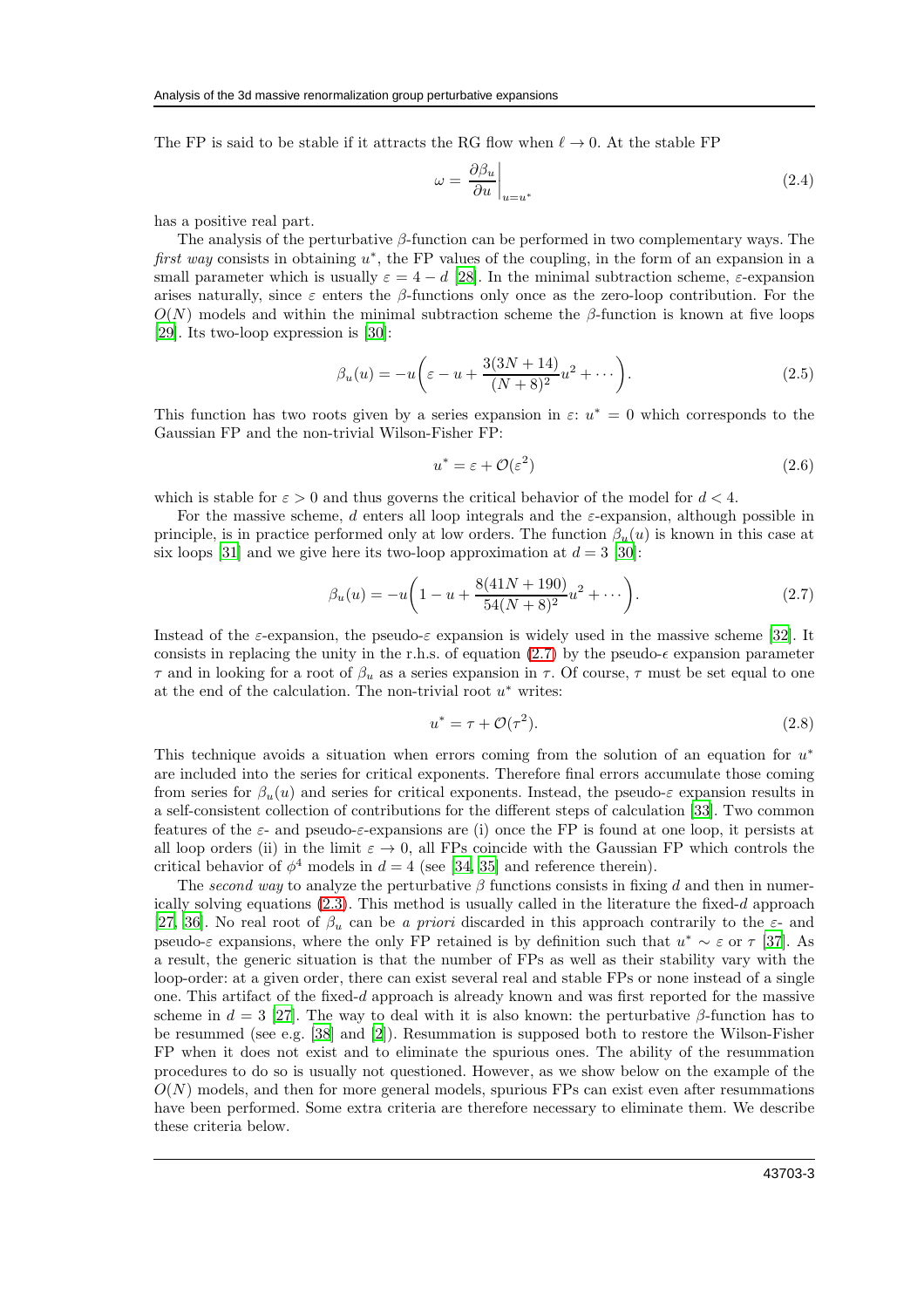The FP is said to be stable if it attracts the RG flow when $\ell \to 0$. At the stable FP

$$
\omega = \frac{\partial \beta_u}{\partial u}\bigg|_{u=u^*} \tag{2.4}
$$

has a positive real part.

The analysis of the perturbative $\beta$-function can be performed in two complementary ways. The *first way* consists in obtaining $u^*$, the FP values of the coupling, in the form of an expansion in a small parameter which is usually $\varepsilon = 4 - d$ [28]. In the minimal subtraction scheme, $\varepsilon$-expansion arises naturally, since $\varepsilon$ enters the $\beta$-functions only once as the zero-loop contribution. For the $O(N)$ models and within the minimal subtraction scheme the $\beta$-function is known at five loops [29]. Its two-loop expression is [30]:

$$
\beta_u(u) = -u\left(\varepsilon - u + \frac{3(3N+14)}{(N+8)^2}u^2 + \cdots\right). \tag{2.5}
$$

This function has two roots given by a series expansion in $\varepsilon$: $u^* = 0$ which corresponds to the Gaussian FP and the non-trivial Wilson-Fisher FP:

$$
u^* = \varepsilon + \mathcal{O}(\varepsilon^2) \tag{2.6}
$$

which is stable for $\varepsilon > 0$ and thus governs the critical behavior of the model for $d < 4$.

For the massive scheme, $d$ enters all loop integrals and the $\varepsilon$-expansion, although possible in principle, is in practice performed only at low orders. The function $\beta_u(u)$ is known in this case at six loops [31] and we give here its two-loop approximation at $d = 3$ [30]:

$$
\beta_u(u) = -u\left(1 - u + \frac{8(41N+190)}{54(N+8)^2}u^2 + \cdots\right). \tag{2.7}
$$

Instead of the $\varepsilon$-expansion, the pseudo-$\varepsilon$ expansion is widely used in the massive scheme [32]. It consists in replacing the unity in the r.h.s. of equation (2.7) by the pseudo-$\epsilon$ expansion parameter $\tau$ and in looking for a root of $\beta_u$ as a series expansion in $\tau$. Of course, $\tau$ must be set equal to one at the end of the calculation. The non-trivial root $u^*$ writes:

$$
u^* = \tau + \mathcal{O}(\tau^2). \tag{2.8}
$$

This technique avoids a situation when errors coming from the solution of an equation for $u^*$ are included into the series for critical exponents. Therefore final errors accumulate those coming from series for $\beta_u(u)$ and series for critical exponents. Instead, the pseudo-$\varepsilon$ expansion results in a self-consistent collection of contributions for the different steps of calculation [33]. Two common features of the $\varepsilon$- and pseudo-$\varepsilon$-expansions are (i) once the FP is found at one loop, it persists at all loop orders (ii) in the limit $\varepsilon \to 0$, all FPs coincide with the Gaussian FP which controls the critical behavior of $\phi^4$ models in $d = 4$ (see [34, 35] and reference therein).

The *second way* to analyze the perturbative $\beta$ functions consists in fixing $d$ and then in numerically solving equations (2.3). This method is usually called in the literature the fixed-$d$ approach [27, 36]. No real root of $\beta_u$ can be *a priori* discarded in this approach contrarily to the $\varepsilon$- and pseudo-$\varepsilon$ expansions, where the only FP retained is by definition such that $u^* \sim \varepsilon$ or $\tau$ [37]. As a result, the generic situation is that the number of FPs as well as their stability vary with the loop-order: at a given order, there can exist several real and stable FPs or none instead of a single one. This artifact of the fixed-$d$ approach is already known and was first reported for the massive scheme in $d = 3$ [27]. The way to deal with it is also known: the perturbative $\beta$-function has to be resummed (see e.g. [38] and [2]). Resummation is supposed both to restore the Wilson-Fisher FP when it does not exist and to eliminate the spurious ones. The ability of the resummation procedures to do so is usually not questioned. However, as we show below on the example of the $O(N)$ models, and then for more general models, spurious FPs can exist even after resummations have been performed. Some extra criteria are therefore necessary to eliminate them. We describe these criteria below.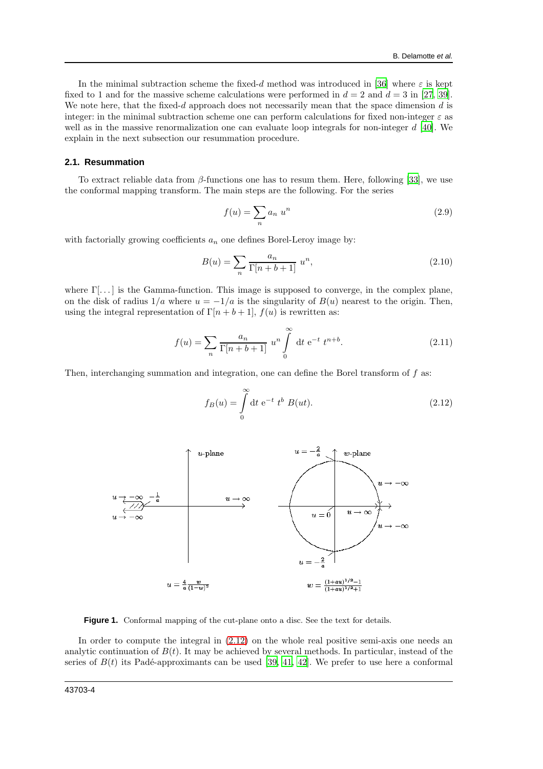In the minimal subtraction scheme the fixed-$d$ method was introduced in [36] where $\varepsilon$ is kept fixed to 1 and for the massive scheme calculations were performed in $d = 2$ and $d = 3$ in [27, 39]. We note here, that the fixed-$d$ approach does not necessarily mean that the space dimension $d$ is integer: in the minimal subtraction scheme one can perform calculations for fixed non-integer $\varepsilon$ as well as in the massive renormalization one can evaluate loop integrals for non-integer $d$ [40]. We explain in the next subsection our resummation procedure.

### 2.1. Resummation

To extract reliable data from $\beta$-functions one has to resum them. Here, following [33], we use the conformal mapping transform. The main steps are the following. For the series

$$f(u) = \sum_n a_n \; u^n \tag{2.9}$$

with factorially growing coefficients $a_n$ one defines Borel-Leroy image by:

$$B(u) = \sum_n \frac{a_n}{\Gamma[n+b+1]} \; u^n, \tag{2.10}$$

where $\Gamma[\dots]$ is the Gamma-function. This image is supposed to converge, in the complex plane, on the disk of radius $1/a$ where $u = -1/a$ is the singularity of $B(u)$ nearest to the origin. Then, using the integral representation of $\Gamma[n+b+1]$, $f(u)$ is rewritten as:

$$f(u) = \sum_n \frac{a_n}{\Gamma[n+b+1]} \; u^n \int\limits_0^\infty \mathrm{d}t \; \mathrm{e}^{-t} \; t^{n+b}. \tag{2.11}$$

Then, interchanging summation and integration, one can define the Borel transform of $f$ as:

$$f_B(u) = \int\limits_0^\infty \mathrm{d}t \; \mathrm{e}^{-t} \; t^b \; B(ut). \tag{2.12}$$

$u$-plane

$u \to -\infty$ $-\frac{1}{a}$

$u \to -\infty$

$u \to \infty$

$u = \frac{4}{a}\frac{w}{(1-w)^2}$

$u = -\frac{2}{a}$ $w$-plane

$u \to -\infty$

$u = 0$ $u \to \infty$

$u \to -\infty$

$u = -\frac{2}{a}$

$w = \frac{(1+au)^{1/2}-1}{(1+au)^{1/2}+1}$

**Figure 1.** Conformal mapping of the cut-plane onto a disc. See the text for details.

In order to compute the integral in (2.12) on the whole real positive semi-axis one needs an analytic continuation of $B(t)$. It may be achieved by several methods. In particular, instead of the series of $B(t)$ its Padé-approximants can be used [39, 41, 42]. We prefer to use here a conformal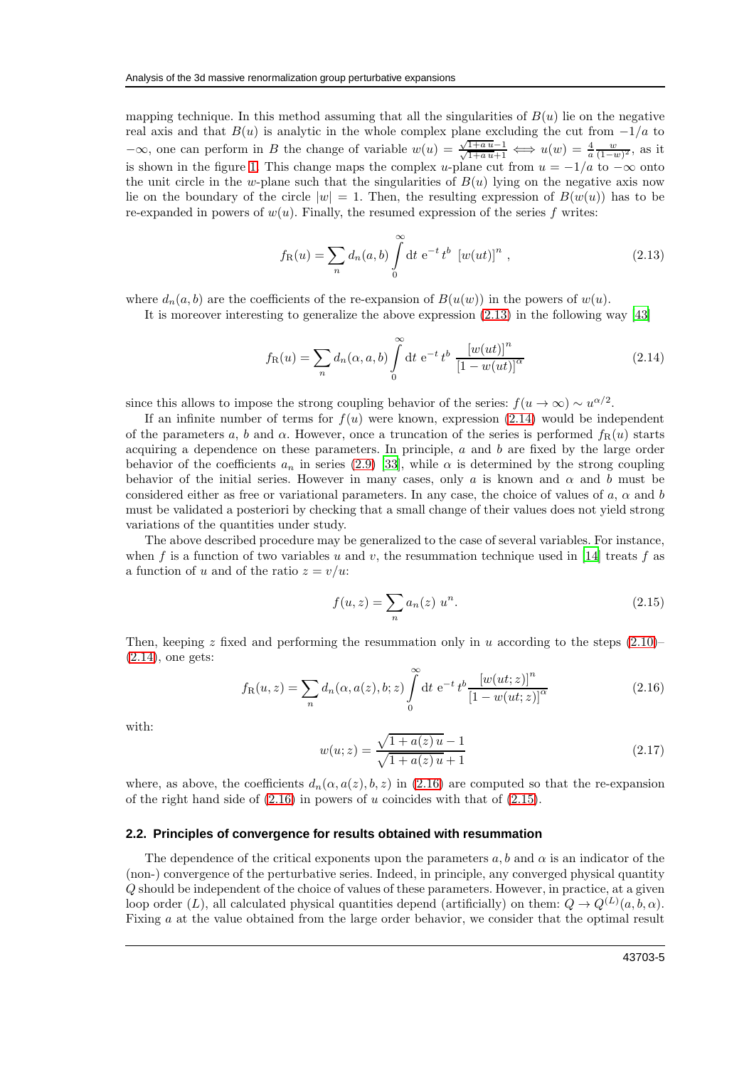mapping technique. In this method assuming that all the singularities of $B(u)$ lie on the negative real axis and that $B(u)$ is analytic in the whole complex plane excluding the cut from $-1/a$ to $-\infty$, one can perform in $B$ the change of variable $w(u) = \frac{\sqrt{1+a\,u}-1}{\sqrt{1+a\,u}+1} \iff u(w) = \frac{4}{a}\frac{w}{(1-w)^2}$, as it is shown in the figure 1. This change maps the complex $u$-plane cut from $u = -1/a$ to $-\infty$ onto the unit circle in the $w$-plane such that the singularities of $B(u)$ lying on the negative axis now lie on the boundary of the circle $|w| = 1$. Then, the resulting expression of $B(w(u))$ has to be re-expanded in powers of $w(u)$. Finally, the resumed expression of the series $f$ writes:

$$f_{\rm R}(u) = \sum_n d_n(a,b) \int_0^\infty {\rm d}t\ {\rm e}^{-t}\, t^b\ \left[w(ut)\right]^n , \tag{2.13}$$

where $d_n(a,b)$ are the coefficients of the re-expansion of $B(u(w))$ in the powers of $w(u)$.

It is moreover interesting to generalize the above expression (2.13) in the following way [43]

$$f_{\rm R}(u) = \sum_n d_n(\alpha,a,b) \int_0^\infty {\rm d}t\ {\rm e}^{-t}\, t^b\ \frac{\left[w(ut)\right]^n}{\left[1-w(ut)\right]^\alpha} \tag{2.14}$$

since this allows to impose the strong coupling behavior of the series: $f(u\to\infty) \sim u^{\alpha/2}$.

If an infinite number of terms for $f(u)$ were known, expression (2.14) would be independent of the parameters $a$, $b$ and $\alpha$. However, once a truncation of the series is performed $f_{\rm R}(u)$ starts acquiring a dependence on these parameters. In principle, $a$ and $b$ are fixed by the large order behavior of the coefficients $a_n$ in series (2.9) [33], while $\alpha$ is determined by the strong coupling behavior of the initial series. However in many cases, only $a$ is known and $\alpha$ and $b$ must be considered either as free or variational parameters. In any case, the choice of values of $a$, $\alpha$ and $b$ must be validated a posteriori by checking that a small change of their values does not yield strong variations of the quantities under study.

The above described procedure may be generalized to the case of several variables. For instance, when $f$ is a function of two variables $u$ and $v$, the resummation technique used in [14] treats $f$ as a function of $u$ and of the ratio $z = v/u$:

$$f(u,z) = \sum_n a_n(z)\ u^n. \tag{2.15}$$

Then, keeping $z$ fixed and performing the resummation only in $u$ according to the steps (2.10)–(2.14), one gets:

$$f_{\rm R}(u,z) = \sum_n d_n(\alpha,a(z),b;z) \int_0^\infty {\rm d}t\ {\rm e}^{-t}\, t^b \frac{\left[w(ut;z)\right]^n}{\left[1-w(ut;z)\right]^\alpha} \tag{2.16}$$

with:

$$w(u;z) = \frac{\sqrt{1+a(z)\,u}-1}{\sqrt{1+a(z)\,u}+1} \tag{2.17}$$

where, as above, the coefficients $d_n(\alpha,a(z),b,z)$ in (2.16) are computed so that the re-expansion of the right hand side of (2.16) in powers of $u$ coincides with that of (2.15).

### 2.2. Principles of convergence for results obtained with resummation

The dependence of the critical exponents upon the parameters $a, b$ and $\alpha$ is an indicator of the (non-) convergence of the perturbative series. Indeed, in principle, any converged physical quantity $Q$ should be independent of the choice of values of these parameters. However, in practice, at a given loop order $(L)$, all calculated physical quantities depend (artificially) on them: $Q \to Q^{(L)}(a,b,\alpha)$. Fixing $a$ at the value obtained from the large order behavior, we consider that the optimal result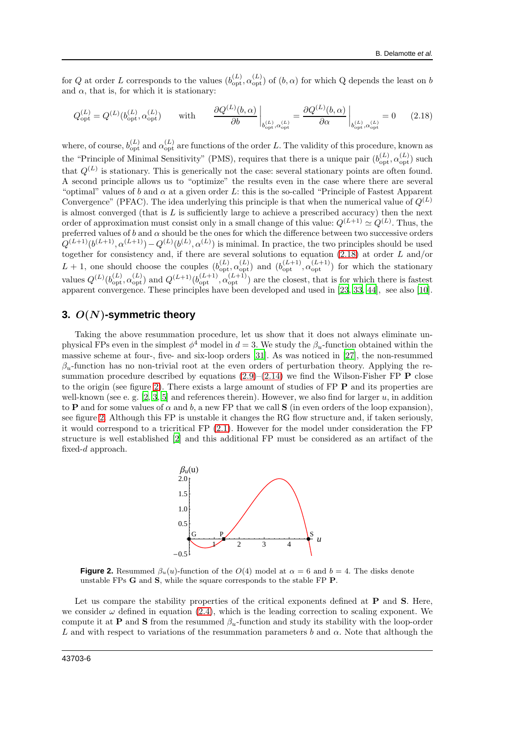for $Q$ at order $L$ corresponds to the values $(b_{\rm opt}^{(L)}, \alpha_{\rm opt}^{(L)})$ of $(b, \alpha)$ for which Q depends the least on $b$ and $\alpha$, that is, for which it is stationary:

$$Q_{\rm opt}^{(L)} = Q^{(L)}(b_{\rm opt}^{(L)}, \alpha_{\rm opt}^{(L)}) \qquad \text{with} \qquad \left.\frac{\partial Q^{(L)}(b,\alpha)}{\partial b}\right|_{b_{\rm opt}^{(L)},\alpha_{\rm opt}^{(L)}} = \left.\frac{\partial Q^{(L)}(b,\alpha)}{\partial \alpha}\right|_{b_{\rm opt}^{(L)},\alpha_{\rm opt}^{(L)}} = 0 \tag{2.18}$$

where, of course, $b_{\rm opt}^{(L)}$ and $\alpha_{\rm opt}^{(L)}$ are functions of the order $L$. The validity of this procedure, known as the "Principle of Minimal Sensitivity" (PMS), requires that there is a unique pair $(b_{\rm opt}^{(L)}, \alpha_{\rm opt}^{(L)})$ such that $Q^{(L)}$ is stationary. This is generically not the case: several stationary points are often found. A second principle allows us to "optimize" the results even in the case where there are several "optimal" values of $b$ and $\alpha$ at a given order $L$: this is the so-called "Principle of Fastest Apparent Convergence" (PFAC). The idea underlying this principle is that when the numerical value of $Q^{(L)}$ is almost converged (that is $L$ is sufficiently large to achieve a prescribed accuracy) then the next order of approximation must consist only in a small change of this value: $Q^{(L+1)} \simeq Q^{(L)}$. Thus, the preferred values of $b$ and $\alpha$ should be the ones for which the difference between two successive orders $Q^{(L+1)}(b^{(L+1)}, \alpha^{(L+1)}) - Q^{(L)}(b^{(L)}, \alpha^{(L)})$ is minimal. In practice, the two principles should be used together for consistency and, if there are several solutions to equation (2.18) at order $L$ and/or $L+1$, one should choose the couples $(b_{\rm opt}^{(L)}, \alpha_{\rm opt}^{(L)})$ and $(b_{\rm opt}^{(L+1)}, \alpha_{\rm opt}^{(L+1)})$ for which the stationary values $Q^{(L)}(b_{\rm opt}^{(L)}, \alpha_{\rm opt}^{(L)})$ and $Q^{(L+1)}(b_{\rm opt}^{(L+1)}, \alpha_{\rm opt}^{(L+1)})$ are the closest, that is for which there is fastest apparent convergence. These principles have been developed and used in [23, 33, 44], see also [10].

## 3. $O(N)$-symmetric theory

Taking the above resummation procedure, let us show that it does not always eliminate unphysical FPs even in the simplest $\phi^4$ model in $d = 3$. We study the $\beta_u$-function obtained within the massive scheme at four-, five- and six-loop orders [31]. As was noticed in [27], the non-resummed $\beta_u$-function has no non-trivial root at the even orders of perturbation theory. Applying the resummation procedure described by equations (2.9)–(2.14) we find the Wilson-Fisher FP **P** close to the origin (see figure 2). There exists a large amount of studies of FP **P** and its properties are well-known (see e. g. [2, 3, 5] and references therein). However, we also find for larger $u$, in addition to **P** and for some values of $\alpha$ and $b$, a new FP that we call **S** (in even orders of the loop expansion), see figure 2. Although this FP is unstable it changes the RG flow structure and, if taken seriously, it would correspond to a tricritical FP (2.1). However for the model under consideration the FP structure is well established [2] and this additional FP must be considered as an artifact of the fixed-$d$ approach.

$\beta_u$(u)
2.0
1.5
1.0
0.5
−0.5
G
P
S
1
2
3
4
$u$

**Figure 2.** Resummed $\beta_u(u)$-function of the $O(4)$ model at $\alpha = 6$ and $b = 4$. The disks denote unstable FPs **G** and **S**, while the square corresponds to the stable FP **P**.

Let us compare the stability properties of the critical exponents defined at **P** and **S**. Here, we consider $\omega$ defined in equation (2.4), which is the leading correction to scaling exponent. We compute it at **P** and **S** from the resummed $\beta_u$-function and study its stability with the loop-order $L$ and with respect to variations of the resummation parameters $b$ and $\alpha$. Note that although the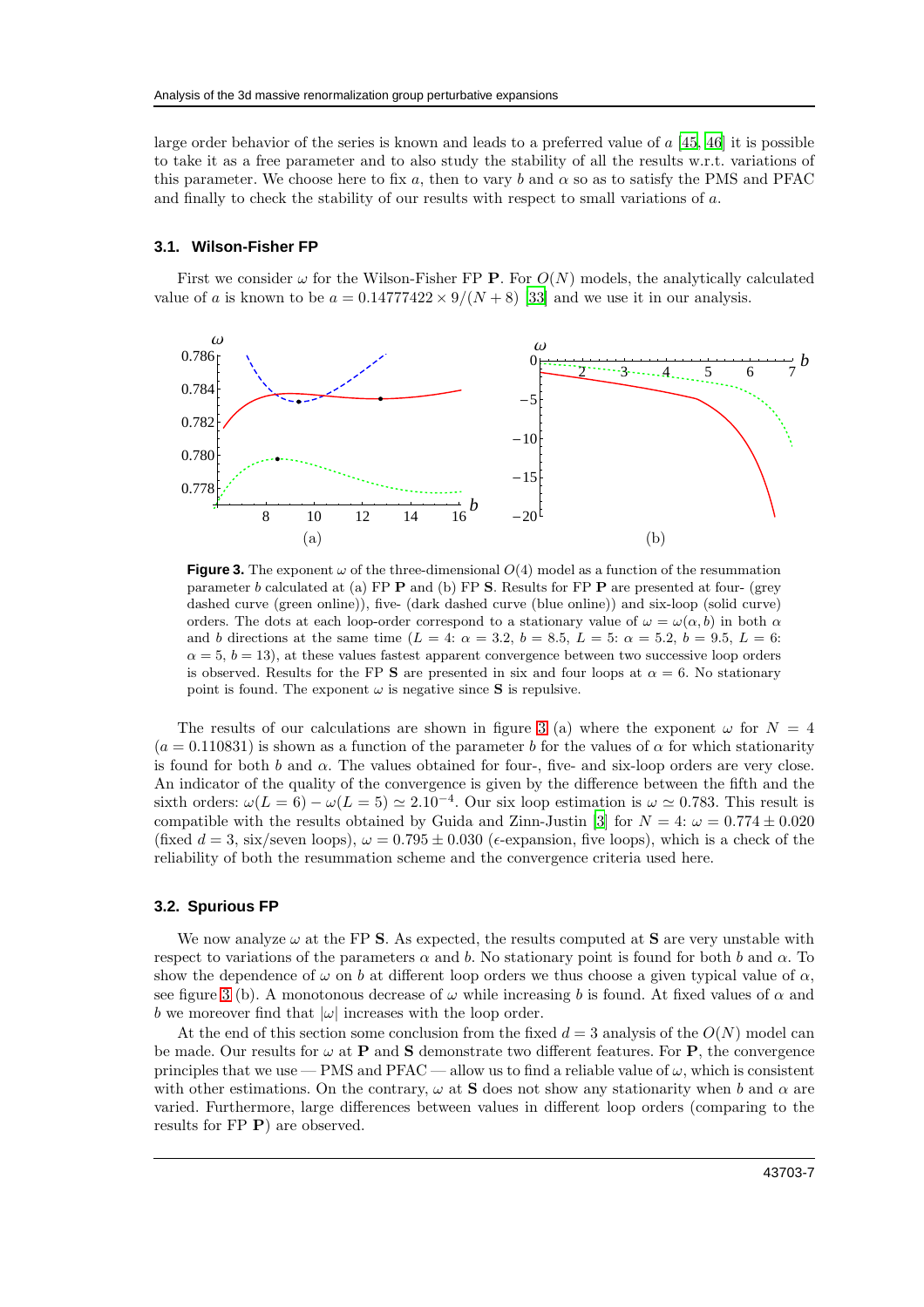large order behavior of the series is known and leads to a preferred value of $a$ [45, 46] it is possible to take it as a free parameter and to also study the stability of all the results w.r.t. variations of this parameter. We choose here to fix $a$, then to vary $b$ and $\alpha$ so as to satisfy the PMS and PFAC and finally to check the stability of our results with respect to small variations of $a$.

### 3.1. Wilson-Fisher FP

First we consider $\omega$ for the Wilson-Fisher FP $\mathbf{P}$. For $O(N)$ models, the analytically calculated value of $a$ is known to be $a = 0.14777422 \times 9/(N+8)$ [33] and we use it in our analysis.

ω
0.786
0.784
0.782
0.780
0.778
8 10 12 14 16 b
(a)

ω
0
−5
−10
−15
−20
2 3 4 5 6 7 b
(b)

**Figure 3.** The exponent $\omega$ of the three-dimensional $O(4)$ model as a function of the resummation parameter $b$ calculated at (a) FP $\mathbf{P}$ and (b) FP $\mathbf{S}$. Results for FP $\mathbf{P}$ are presented at four- (grey dashed curve (green online)), five- (dark dashed curve (blue online)) and six-loop (solid curve) orders. The dots at each loop-order correspond to a stationary value of $\omega = \omega(\alpha, b)$ in both $\alpha$ and $b$ directions at the same time ($L = 4$: $\alpha = 3.2$, $b = 8.5$, $L = 5$: $\alpha = 5.2$, $b = 9.5$, $L = 6$: $\alpha = 5$, $b = 13$), at these values fastest apparent convergence between two successive loop orders is observed. Results for the FP $\mathbf{S}$ are presented in six and four loops at $\alpha = 6$. No stationary point is found. The exponent $\omega$ is negative since $\mathbf{S}$ is repulsive.

The results of our calculations are shown in figure 3 (a) where the exponent $\omega$ for $N = 4$ ($a = 0.110831$) is shown as a function of the parameter $b$ for the values of $\alpha$ for which stationarity is found for both $b$ and $\alpha$. The values obtained for four-, five- and six-loop orders are very close. An indicator of the quality of the convergence is given by the difference between the fifth and the sixth orders: $\omega(L = 6) - \omega(L = 5) \simeq 2.10^{-4}$. Our six loop estimation is $\omega \simeq 0.783$. This result is compatible with the results obtained by Guida and Zinn-Justin [3] for $N = 4$: $\omega = 0.774 \pm 0.020$ (fixed $d = 3$, six/seven loops), $\omega = 0.795 \pm 0.030$ ($\epsilon$-expansion, five loops), which is a check of the reliability of both the resummation scheme and the convergence criteria used here.

### 3.2. Spurious FP

We now analyze $\omega$ at the FP $\mathbf{S}$. As expected, the results computed at $\mathbf{S}$ are very unstable with respect to variations of the parameters $\alpha$ and $b$. No stationary point is found for both $b$ and $\alpha$. To show the dependence of $\omega$ on $b$ at different loop orders we thus choose a given typical value of $\alpha$, see figure 3 (b). A monotonous decrease of $\omega$ while increasing $b$ is found. At fixed values of $\alpha$ and $b$ we moreover find that $|\omega|$ increases with the loop order.

At the end of this section some conclusion from the fixed $d = 3$ analysis of the $O(N)$ model can be made. Our results for $\omega$ at $\mathbf{P}$ and $\mathbf{S}$ demonstrate two different features. For $\mathbf{P}$, the convergence principles that we use — PMS and PFAC — allow us to find a reliable value of $\omega$, which is consistent with other estimations. On the contrary, $\omega$ at $\mathbf{S}$ does not show any stationarity when $b$ and $\alpha$ are varied. Furthermore, large differences between values in different loop orders (comparing to the results for FP $\mathbf{P}$) are observed.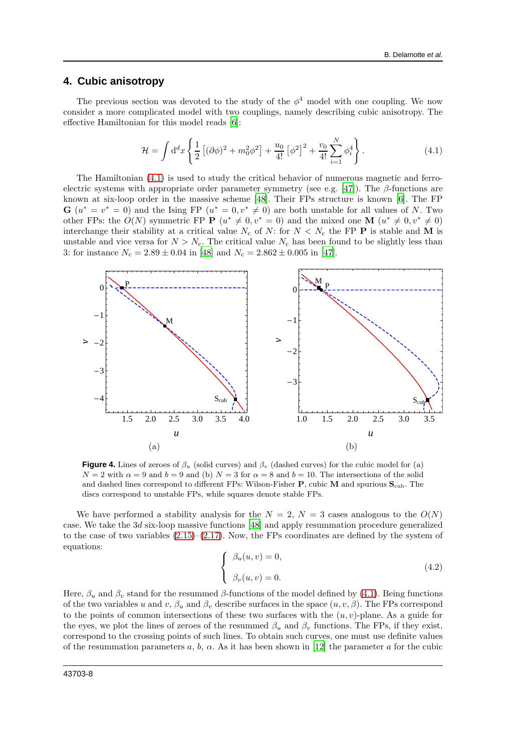## 4. Cubic anisotropy

The previous section was devoted to the study of the $\phi^4$ model with one coupling. We now consider a more complicated model with two couplings, namely describing cubic anisotropy. The effective Hamiltonian for this model reads [6]:

$$\mathcal{H} = \int \mathrm{d}^d x \left\{ \frac{1}{2}\left[(\partial\phi)^2 + m_0^2\phi^2\right] + \frac{u_0}{4!}\left[\phi^2\right]^2 + \frac{v_0}{4!}\sum_{i=1}^{N}\phi_i^4 \right\}. \tag{4.1}$$

The Hamiltonian (4.1) is used to study the critical behavior of numerous magnetic and ferroelectric systems with appropriate order parameter symmetry (see e.g. [47]). The $\beta$-functions are known at six-loop order in the massive scheme [48]. Their FPs structure is known [6]. The FP $\mathbf{G}$ ($u^* = v^* = 0$) and the Ising FP ($u^* = 0, v^* \neq 0$) are both unstable for all values of $N$. Two other FPs: the $O(N)$ symmetric FP $\mathbf{P}$ ($u^* \neq 0, v^* = 0$) and the mixed one $\mathbf{M}$ ($u^* \neq 0, v^* \neq 0$) interchange their stability at a critical value $N_\mathrm{c}$ of $N$: for $N < N_\mathrm{c}$ the FP $\mathbf{P}$ is stable and $\mathbf{M}$ is unstable and vice versa for $N > N_\mathrm{c}$. The critical value $N_\mathrm{c}$ has been found to be slightly less than 3: for instance $N_\mathrm{c} = 2.89 \pm 0.04$ in [48] and $N_\mathrm{c} = 2.862 \pm 0.005$ in [47].

P
M
S_cub
v
u
0
−1
−2
−3
−4
1.5
2.0
2.5
3.0
3.5
4.0
(a)

M
P
S_cub
v
u
0
−1
−2
−3
1.0
1.5
2.0
2.5
3.0
3.5
(b)

**Figure 4.** Lines of zeroes of $\beta_u$ (solid curves) and $\beta_v$ (dashed curves) for the cubic model for (a) $N = 2$ with $\alpha = 9$ and $b = 9$ and (b) $N = 3$ for $\alpha = 8$ and $b = 10$. The intersections of the solid and dashed lines correspond to different FPs: Wilson-Fisher $\mathbf{P}$, cubic $\mathbf{M}$ and spurious $\mathbf{S}_\mathrm{cub}$. The discs correspond to unstable FPs, while squares denote stable FPs.

We have performed a stability analysis for the $N = 2$, $N = 3$ cases analogous to the $O(N)$ case. We take the 3$d$ six-loop massive functions [48] and apply resummation procedure generalized to the case of two variables (2.15)–(2.17). Now, the FPs coordinates are defined by the system of equations:

$$\begin{cases} \beta_u(u, v) = 0, \\ \beta_v(u, v) = 0. \end{cases} \tag{4.2}$$

Here, $\beta_u$ and $\beta_v$ stand for the resummed $\beta$-functions of the model defined by (4.1). Being functions of the two variables $u$ and $v$, $\beta_u$ and $\beta_v$ describe surfaces in the space $(u, v, \beta)$. The FPs correspond to the points of common intersections of these two surfaces with the $(u, v)$-plane. As a guide for the eyes, we plot the lines of zeroes of the resummed $\beta_u$ and $\beta_v$ functions. The FPs, if they exist, correspond to the crossing points of such lines. To obtain such curves, one must use definite values of the resummation parameters $a$, $b$, $\alpha$. As it has been shown in [12] the parameter $a$ for the cubic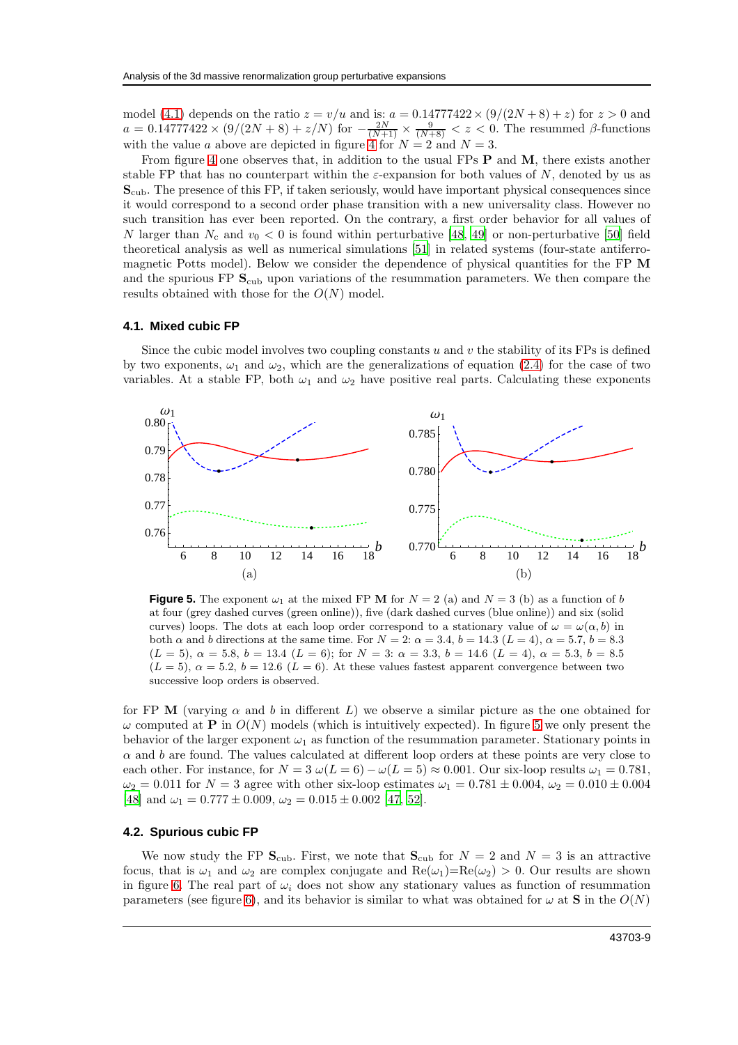model (4.1) depends on the ratio $z = v/u$ and is: $a = 0.14777422 \times (9/(2N+8)+z)$ for $z > 0$ and $a = 0.14777422 \times (9/(2N+8)+z/N)$ for $-\frac{2N}{(N+1)} \times \frac{9}{(N+8)} < z < 0$. The resummed $\beta$-functions with the value $a$ above are depicted in figure 4 for $N = 2$ and $N = 3$.

From figure 4 one observes that, in addition to the usual FPs **P** and **M**, there exists another stable FP that has no counterpart within the $\varepsilon$-expansion for both values of $N$, denoted by us as $\mathbf{S}_{\rm cub}$. The presence of this FP, if taken seriously, would have important physical consequences since it would correspond to a second order phase transition with a new universality class. However no such transition has ever been reported. On the contrary, a first order behavior for all values of $N$ larger than $N_c$ and $v_0 < 0$ is found within perturbative [48, 49] or non-perturbative [50] field theoretical analysis as well as numerical simulations [51] in related systems (four-state antiferromagnetic Potts model). Below we consider the dependence of physical quantities for the FP **M** and the spurious FP $\mathbf{S}_{\rm cub}$ upon variations of the resummation parameters. We then compare the results obtained with those for the $O(N)$ model.

### 4.1. Mixed cubic FP

Since the cubic model involves two coupling constants $u$ and $v$ the stability of its FPs is defined by two exponents, $\omega_1$ and $\omega_2$, which are the generalizations of equation (2.4) for the case of two variables. At a stable FP, both $\omega_1$ and $\omega_2$ have positive real parts. Calculating these exponents

$\omega_1$
0.80
0.79
0.78
0.77
0.76
6 8 10 12 14 16 18 $b$
(a)

$\omega_1$
0.785
0.780
0.775
0.770
6 8 10 12 14 16 18 $b$
(b)

**Figure 5.** The exponent $\omega_1$ at the mixed FP **M** for $N = 2$ (a) and $N = 3$ (b) as a function of $b$ at four (grey dashed curves (green online)), five (dark dashed curves (blue online)) and six (solid curves) loops. The dots at each loop order correspond to a stationary value of $\omega = \omega(\alpha, b)$ in both $\alpha$ and $b$ directions at the same time. For $N = 2$: $\alpha = 3.4$, $b = 14.3$ ($L = 4$), $\alpha = 5.7$, $b = 8.3$ ($L = 5$), $\alpha = 5.8$, $b = 13.4$ ($L = 6$); for $N = 3$: $\alpha = 3.3$, $b = 14.6$ ($L = 4$), $\alpha = 5.3$, $b = 8.5$ ($L = 5$), $\alpha = 5.2$, $b = 12.6$ ($L = 6$). At these values fastest apparent convergence between two successive loop orders is observed.

for FP **M** (varying $\alpha$ and $b$ in different $L$) we observe a similar picture as the one obtained for $\omega$ computed at **P** in $O(N)$ models (which is intuitively expected). In figure 5 we only present the behavior of the larger exponent $\omega_1$ as function of the resummation parameter. Stationary points in $\alpha$ and $b$ are found. The values calculated at different loop orders at these points are very close to each other. For instance, for $N = 3$ $\omega(L = 6) - \omega(L = 5) \approx 0.001$. Our six-loop results $\omega_1 = 0.781$, $\omega_2 = 0.011$ for $N = 3$ agree with other six-loop estimates $\omega_1 = 0.781 \pm 0.004$, $\omega_2 = 0.010 \pm 0.004$ [48] and $\omega_1 = 0.777 \pm 0.009$, $\omega_2 = 0.015 \pm 0.002$ [47, 52].

### 4.2. Spurious cubic FP

We now study the FP $\mathbf{S}_{\rm cub}$. First, we note that $\mathbf{S}_{\rm cub}$ for $N = 2$ and $N = 3$ is an attractive focus, that is $\omega_1$ and $\omega_2$ are complex conjugate and $\mathrm{Re}(\omega_1)=\mathrm{Re}(\omega_2) > 0$. Our results are shown in figure 6. The real part of $\omega_i$ does not show any stationary values as function of resummation parameters (see figure 6), and its behavior is similar to what was obtained for $\omega$ at **S** in the $O(N)$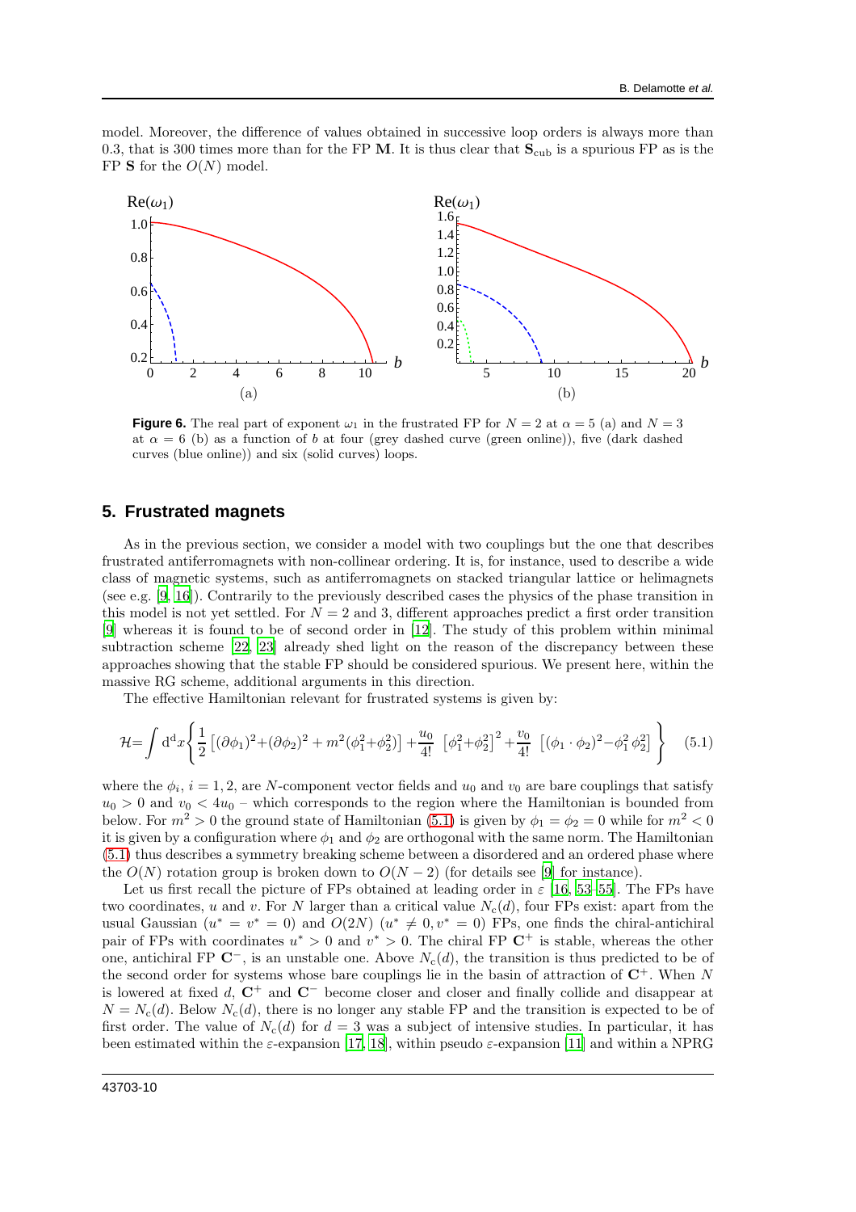model. Moreover, the difference of values obtained in successive loop orders is always more than 0.3, that is 300 times more than for the FP **M**. It is thus clear that $\mathbf{S}_{\rm cub}$ is a spurious FP as is the FP **S** for the $O(N)$ model.

Re($\omega_1$)
1.0
0.8
0.6
0.4
0.2
0 2 4 6 8 10 $b$
(a)

Re($\omega_1$)
1.6
1.4
1.2
1.0
0.8
0.6
0.4
0.2
5 10 15 20 $b$
(b)

**Figure 6.** The real part of exponent $\omega_1$ in the frustrated FP for $N = 2$ at $\alpha = 5$ (a) and $N = 3$ at $\alpha = 6$ (b) as a function of $b$ at four (grey dashed curve (green online)), five (dark dashed curves (blue online)) and six (solid curves) loops.

## 5. Frustrated magnets

As in the previous section, we consider a model with two couplings but the one that describes frustrated antiferromagnets with non-collinear ordering. It is, for instance, used to describe a wide class of magnetic systems, such as antiferromagnets on stacked triangular lattice or helimagnets (see e.g. [9, 16]). Contrarily to the previously described cases the physics of the phase transition in this model is not yet settled. For $N = 2$ and 3, different approaches predict a first order transition [9] whereas it is found to be of second order in [12]. The study of this problem within minimal subtraction scheme [22, 23] already shed light on the reason of the discrepancy between these approaches showing that the stable FP should be considered spurious. We present here, within the massive RG scheme, additional arguments in this direction.

The effective Hamiltonian relevant for frustrated systems is given by:

$$\mathcal{H}=\int \mathrm{d}^d x\left\{\frac{1}{2}\left[(\partial\phi_1)^2+(\partial\phi_2)^2+m^2(\phi_1^2+\phi_2^2)\right]+\frac{u_0}{4!}\,\left[\phi_1^2+\phi_2^2\right]^2+\frac{v_0}{4!}\,\left[(\phi_1\cdot\phi_2)^2-\phi_1^2\,\phi_2^2\right]\right\} \qquad (5.1)$$

where the $\phi_i$, $i = 1, 2$, are $N$-component vector fields and $u_0$ and $v_0$ are bare couplings that satisfy $u_0 > 0$ and $v_0 < 4u_0$ – which corresponds to the region where the Hamiltonian is bounded from below. For $m^2 > 0$ the ground state of Hamiltonian (5.1) is given by $\phi_1 = \phi_2 = 0$ while for $m^2 < 0$ it is given by a configuration where $\phi_1$ and $\phi_2$ are orthogonal with the same norm. The Hamiltonian (5.1) thus describes a symmetry breaking scheme between a disordered and an ordered phase where the $O(N)$ rotation group is broken down to $O(N - 2)$ (for details see [9] for instance).

Let us first recall the picture of FPs obtained at leading order in $\varepsilon$ [16, 53–55]. The FPs have two coordinates, $u$ and $v$. For $N$ larger than a critical value $N_{\rm c}(d)$, four FPs exist: apart from the usual Gaussian ($u^* = v^* = 0$) and $O(2N)$ ($u^* \neq 0, v^* = 0$) FPs, one finds the chiral-antichiral pair of FPs with coordinates $u^* > 0$ and $v^* > 0$. The chiral FP $\mathbf{C}^+$ is stable, whereas the other one, antichiral FP $\mathbf{C}^-$, is an unstable one. Above $N_{\rm c}(d)$, the transition is thus predicted to be of the second order for systems whose bare couplings lie in the basin of attraction of $\mathbf{C}^+$. When $N$ is lowered at fixed $d$, $\mathbf{C}^+$ and $\mathbf{C}^-$ become closer and closer and finally collide and disappear at $N = N_{\rm c}(d)$. Below $N_{\rm c}(d)$, there is no longer any stable FP and the transition is expected to be of first order. The value of $N_{\rm c}(d)$ for $d = 3$ was a subject of intensive studies. In particular, it has been estimated within the $\varepsilon$-expansion [17, 18], within pseudo $\varepsilon$-expansion [11] and within a NPRG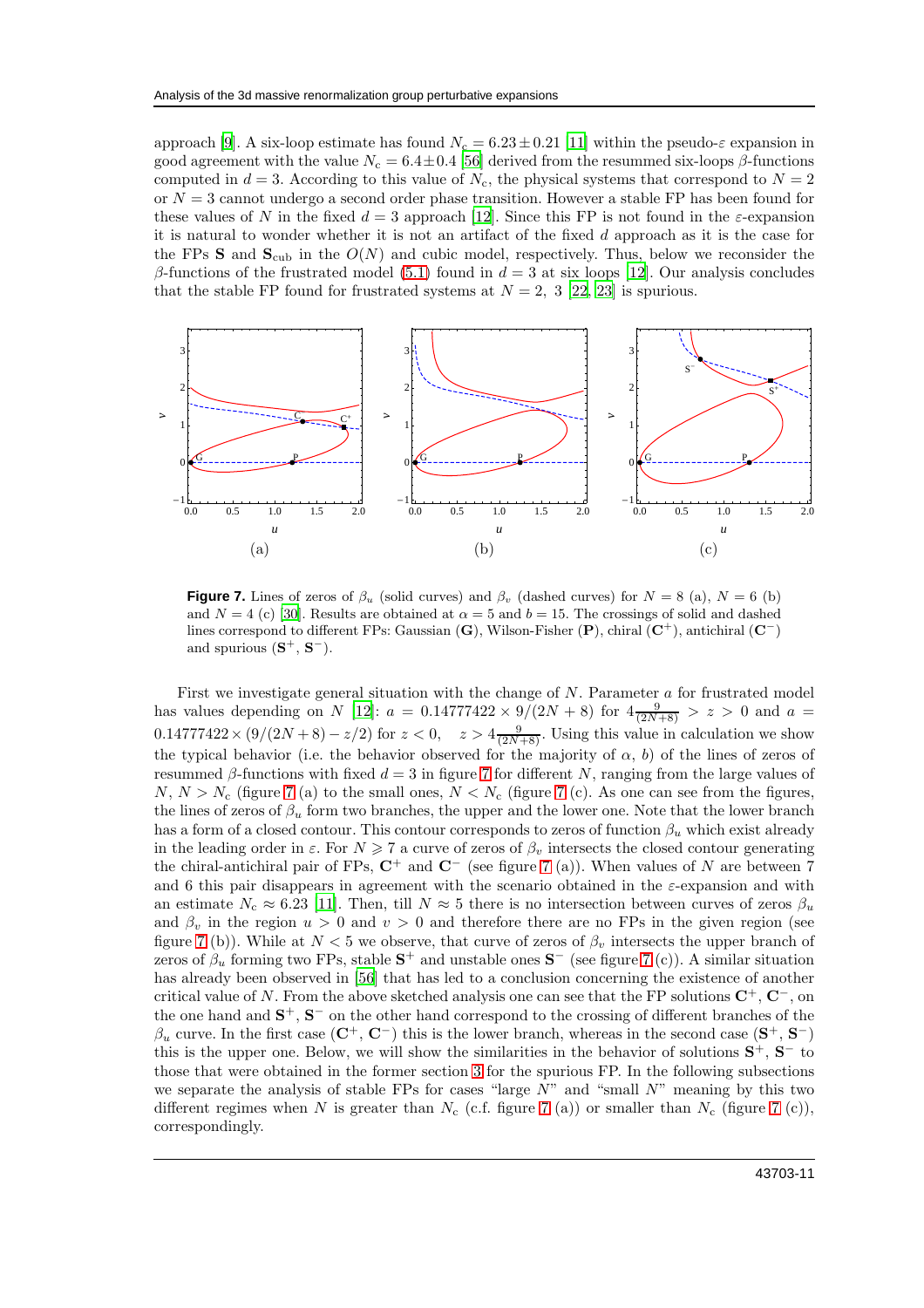approach [9]. A six-loop estimate has found $N_c = 6.23 \pm 0.21$ [11] within the pseudo-$\varepsilon$ expansion in good agreement with the value $N_c = 6.4 \pm 0.4$ [56] derived from the resummed six-loops $\beta$-functions computed in $d = 3$. According to this value of $N_c$, the physical systems that correspond to $N = 2$ or $N = 3$ cannot undergo a second order phase transition. However a stable FP has been found for these values of $N$ in the fixed $d = 3$ approach [12]. Since this FP is not found in the $\varepsilon$-expansion it is natural to wonder whether it is not an artifact of the fixed $d$ approach as it is the case for the FPs $\mathbf{S}$ and $\mathbf{S}_{\mathrm{cub}}$ in the $O(N)$ and cubic model, respectively. Thus, below we reconsider the $\beta$-functions of the frustrated model (5.1) found in $d = 3$ at six loops [12]. Our analysis concludes that the stable FP found for frustrated systems at $N = 2,\ 3$ [22, 23] is spurious.

3
2
1
0
−1
0.0 0.5 1.0 1.5 2.0
u
v
G
P
C
C⁺
(a)

3
2
1
0
−1
0.0 0.5 1.0 1.5 2.0
u
v
G
P
(b)

3
2
1
0
−1
0.0 0.5 1.0 1.5 2.0
u
v
G
P
S⁻
S⁺
(c)

**Figure 7.** Lines of zeros of $\beta_u$ (solid curves) and $\beta_v$ (dashed curves) for $N = 8$ (a), $N = 6$ (b) and $N = 4$ (c) [30]. Results are obtained at $\alpha = 5$ and $b = 15$. The crossings of solid and dashed lines correspond to different FPs: Gaussian ($\mathbf{G}$), Wilson-Fisher ($\mathbf{P}$), chiral ($\mathbf{C}^{+}$), antichiral ($\mathbf{C}^{-}$) and spurious ($\mathbf{S}^{+}$, $\mathbf{S}^{-}$).

First we investigate general situation with the change of $N$. Parameter $a$ for frustrated model has values depending on $N$ [12]: $a = 0.14777422 \times 9/(2N+8)$ for $4\frac{9}{(2N+8)} > z > 0$ and $a = 0.14777422 \times (9/(2N+8) - z/2)$ for $z < 0$, $\quad z > 4\frac{9}{(2N+8)}$. Using this value in calculation we show the typical behavior (i.e. the behavior observed for the majority of $\alpha$, $b$) of the lines of zeros of resummed $\beta$-functions with fixed $d = 3$ in figure 7 for different $N$, ranging from the large values of $N$, $N > N_c$ (figure 7 (a) to the small ones, $N < N_c$ (figure 7 (c). As one can see from the figures, the lines of zeros of $\beta_u$ form two branches, the upper and the lower one. Note that the lower branch has a form of a closed contour. This contour corresponds to zeros of function $\beta_u$ which exist already in the leading order in $\varepsilon$. For $N \geqslant 7$ a curve of zeros of $\beta_v$ intersects the closed contour generating the chiral-antichiral pair of FPs, $\mathbf{C}^{+}$ and $\mathbf{C}^{-}$ (see figure 7 (a)). When values of $N$ are between 7 and 6 this pair disappears in agreement with the scenario obtained in the $\varepsilon$-expansion and with an estimate $N_c \approx 6.23$ [11]. Then, till $N \approx 5$ there is no intersection between curves of zeros $\beta_u$ and $\beta_v$ in the region $u > 0$ and $v > 0$ and therefore there are no FPs in the given region (see figure 7 (b)). While at $N < 5$ we observe, that curve of zeros of $\beta_v$ intersects the upper branch of zeros of $\beta_u$ forming two FPs, stable $\mathbf{S}^{+}$ and unstable ones $\mathbf{S}^{-}$ (see figure 7 (c)). A similar situation has already been observed in [56] that has led to a conclusion concerning the existence of another critical value of $N$. From the above sketched analysis one can see that the FP solutions $\mathbf{C}^{+}$, $\mathbf{C}^{-}$, on the one hand and $\mathbf{S}^{+}$, $\mathbf{S}^{-}$ on the other hand correspond to the crossing of different branches of the $\beta_u$ curve. In the first case ($\mathbf{C}^{+}$, $\mathbf{C}^{-}$) this is the lower branch, whereas in the second case ($\mathbf{S}^{+}$, $\mathbf{S}^{-}$) this is the upper one. Below, we will show the similarities in the behavior of solutions $\mathbf{S}^{+}$, $\mathbf{S}^{-}$ to those that were obtained in the former section 3 for the spurious FP. In the following subsections we separate the analysis of stable FPs for cases "large $N$" and "small $N$" meaning by this two different regimes when $N$ is greater than $N_c$ (c.f. figure 7 (a)) or smaller than $N_c$ (figure 7 (c)), correspondingly.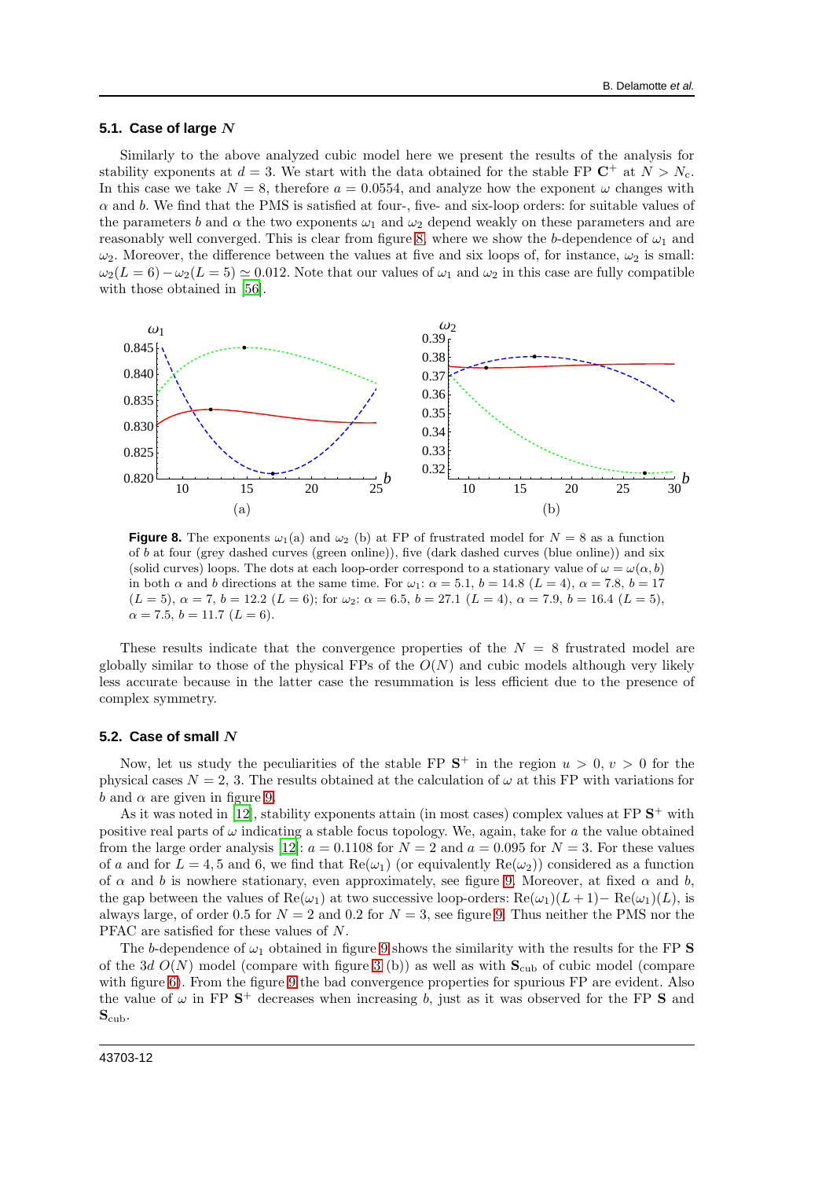### 5.1. Case of large $N$

Similarly to the above analyzed cubic model here we present the results of the analysis for stability exponents at $d = 3$. We start with the data obtained for the stable FP $\mathbf{C}^+$ at $N > N_c$. In this case we take $N = 8$, therefore $a = 0.0554$, and analyze how the exponent $\omega$ changes with $\alpha$ and $b$. We find that the PMS is satisfied at four-, five- and six-loop orders: for suitable values of the parameters $b$ and $\alpha$ the two exponents $\omega_1$ and $\omega_2$ depend weakly on these parameters and are reasonably well converged. This is clear from figure 8, where we show the $b$-dependence of $\omega_1$ and $\omega_2$. Moreover, the difference between the values at five and six loops of, for instance, $\omega_2$ is small: $\omega_2(L = 6) - \omega_2(L = 5) \simeq 0.012$. Note that our values of $\omega_1$ and $\omega_2$ in this case are fully compatible with those obtained in [56].

$\omega_1$
0.845
0.840
0.835
0.830
0.825
0.820
10 15 20 25 $b$
(a)

$\omega_2$
0.39
0.38
0.37
0.36
0.35
0.34
0.33
0.32
10 15 20 25 30 $b$
(b)

**Figure 8.** The exponents $\omega_1$(a) and $\omega_2$ (b) at FP of frustrated model for $N = 8$ as a function of $b$ at four (grey dashed curves (green online)), five (dark dashed curves (blue online)) and six (solid curves) loops. The dots at each loop-order correspond to a stationary value of $\omega = \omega(\alpha, b)$ in both $\alpha$ and $b$ directions at the same time. For $\omega_1$: $\alpha = 5.1$, $b = 14.8$ ($L = 4$), $\alpha = 7.8$, $b = 17$ ($L = 5$), $\alpha = 7$, $b = 12.2$ ($L = 6$); for $\omega_2$: $\alpha = 6.5$, $b = 27.1$ ($L = 4$), $\alpha = 7.9$, $b = 16.4$ ($L = 5$), $\alpha = 7.5$, $b = 11.7$ ($L = 6$).

These results indicate that the convergence properties of the $N = 8$ frustrated model are globally similar to those of the physical FPs of the $O(N)$ and cubic models although very likely less accurate because in the latter case the resummation is less efficient due to the presence of complex symmetry.

### 5.2. Case of small $N$

Now, let us study the peculiarities of the stable FP $\mathbf{S}^+$ in the region $u > 0$, $v > 0$ for the physical cases $N = 2, 3$. The results obtained at the calculation of $\omega$ at this FP with variations for $b$ and $\alpha$ are given in figure 9.

As it was noted in [12], stability exponents attain (in most cases) complex values at FP $\mathbf{S}^+$ with positive real parts of $\omega$ indicating a stable focus topology. We, again, take for $a$ the value obtained from the large order analysis [12]: $a = 0.1108$ for $N = 2$ and $a = 0.095$ for $N = 3$. For these values of $a$ and for $L = 4, 5$ and 6, we find that $\mathrm{Re}(\omega_1)$ (or equivalently $\mathrm{Re}(\omega_2)$) considered as a function of $\alpha$ and $b$ is nowhere stationary, even approximately, see figure 9. Moreover, at fixed $\alpha$ and $b$, the gap between the values of $\mathrm{Re}(\omega_1)$ at two successive loop-orders: $\mathrm{Re}(\omega_1)(L+1) - \mathrm{Re}(\omega_1)(L)$, is always large, of order 0.5 for $N = 2$ and 0.2 for $N = 3$, see figure 9. Thus neither the PMS nor the PFAC are satisfied for these values of $N$.

The $b$-dependence of $\omega_1$ obtained in figure 9 shows the similarity with the results for the FP $\mathbf{S}$ of the 3$d$ $O(N)$ model (compare with figure 3 (b)) as well as with $\mathbf{S}_{\rm cub}$ of cubic model (compare with figure 6). From the figure 9 the bad convergence properties for spurious FP are evident. Also the value of $\omega$ in FP $\mathbf{S}^+$ decreases when increasing $b$, just as it was observed for the FP $\mathbf{S}$ and $\mathbf{S}_{\rm cub}$.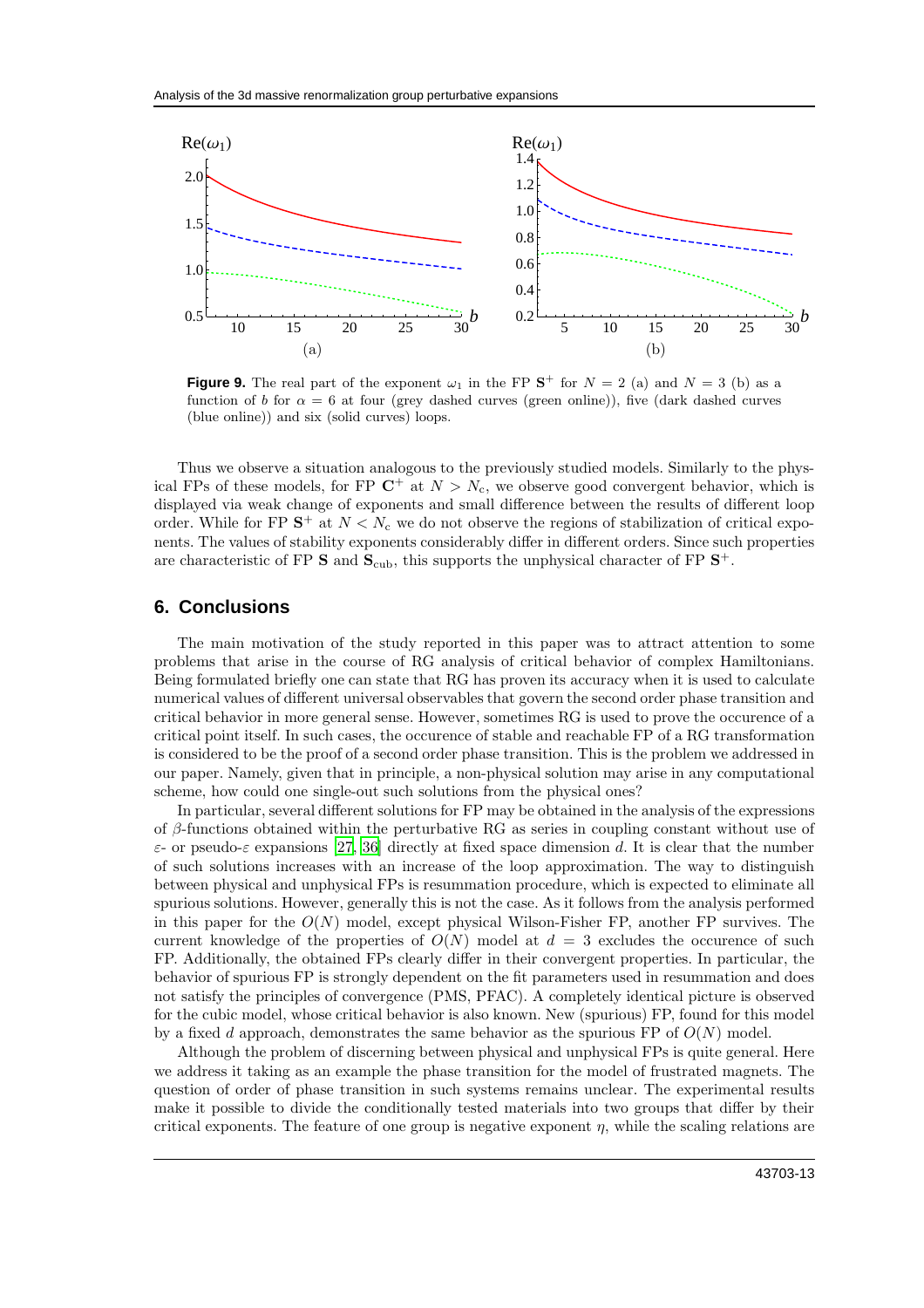Re($\omega_1$)

2.0
1.5
1.0
0.5

10 15 20 25 30 $b$

(a)

Re($\omega_1$)

1.4
1.2
1.0
0.8
0.6
0.4
0.2

5 10 15 20 25 30 $b$

(b)

**Figure 9.** The real part of the exponent $\omega_1$ in the FP $\mathbf{S}^+$ for $N = 2$ (a) and $N = 3$ (b) as a function of $b$ for $\alpha = 6$ at four (grey dashed curves (green online)), five (dark dashed curves (blue online)) and six (solid curves) loops.

Thus we observe a situation analogous to the previously studied models. Similarly to the physical FPs of these models, for FP $\mathbf{C}^+$ at $N > N_c$, we observe good convergent behavior, which is displayed via weak change of exponents and small difference between the results of different loop order. While for FP $\mathbf{S}^+$ at $N < N_c$ we do not observe the regions of stabilization of critical exponents. The values of stability exponents considerably differ in different orders. Since such properties are characteristic of FP $\mathbf{S}$ and $\mathbf{S}_{\rm cub}$, this supports the unphysical character of FP $\mathbf{S}^+$.

## 6. Conclusions

The main motivation of the study reported in this paper was to attract attention to some problems that arise in the course of RG analysis of critical behavior of complex Hamiltonians. Being formulated briefly one can state that RG has proven its accuracy when it is used to calculate numerical values of different universal observables that govern the second order phase transition and critical behavior in more general sense. However, sometimes RG is used to prove the occurence of a critical point itself. In such cases, the occurence of stable and reachable FP of a RG transformation is considered to be the proof of a second order phase transition. This is the problem we addressed in our paper. Namely, given that in principle, a non-physical solution may arise in any computational scheme, how could one single-out such solutions from the physical ones?

In particular, several different solutions for FP may be obtained in the analysis of the expressions of $\beta$-functions obtained within the perturbative RG as series in coupling constant without use of $\varepsilon$- or pseudo-$\varepsilon$ expansions [27, 36] directly at fixed space dimension $d$. It is clear that the number of such solutions increases with an increase of the loop approximation. The way to distinguish between physical and unphysical FPs is resummation procedure, which is expected to eliminate all spurious solutions. However, generally this is not the case. As it follows from the analysis performed in this paper for the $O(N)$ model, except physical Wilson-Fisher FP, another FP survives. The current knowledge of the properties of $O(N)$ model at $d = 3$ excludes the occurence of such FP. Additionally, the obtained FPs clearly differ in their convergent properties. In particular, the behavior of spurious FP is strongly dependent on the fit parameters used in resummation and does not satisfy the principles of convergence (PMS, PFAC). A completely identical picture is observed for the cubic model, whose critical behavior is also known. New (spurious) FP, found for this model by a fixed $d$ approach, demonstrates the same behavior as the spurious FP of $O(N)$ model.

Although the problem of discerning between physical and unphysical FPs is quite general. Here we address it taking as an example the phase transition for the model of frustrated magnets. The question of order of phase transition in such systems remains unclear. The experimental results make it possible to divide the conditionally tested materials into two groups that differ by their critical exponents. The feature of one group is negative exponent $\eta$, while the scaling relations are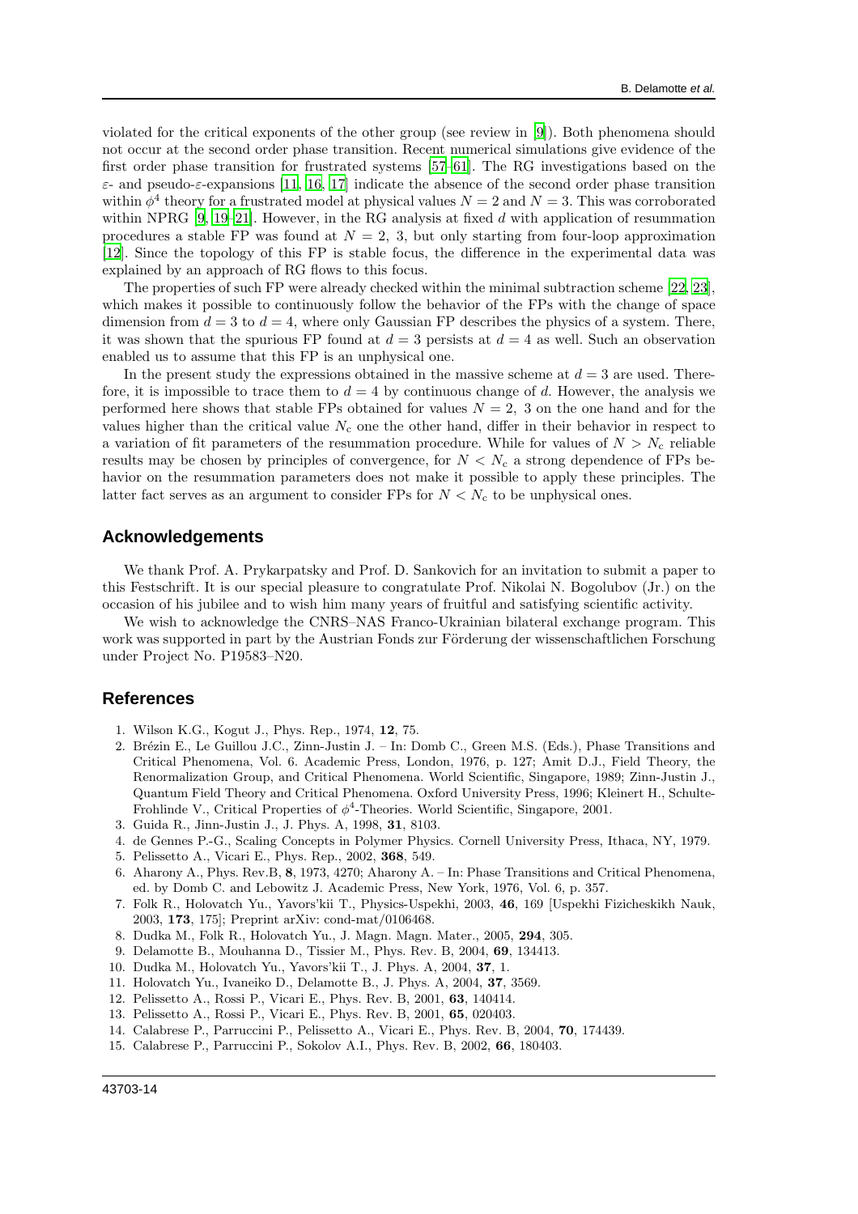violated for the critical exponents of the other group (see review in [9]). Both phenomena should not occur at the second order phase transition. Recent numerical simulations give evidence of the first order phase transition for frustrated systems [57–61]. The RG investigations based on the $\varepsilon$- and pseudo-$\varepsilon$-expansions [11, 16, 17] indicate the absence of the second order phase transition within $\phi^4$ theory for a frustrated model at physical values $N = 2$ and $N = 3$. This was corroborated within NPRG [9, 19–21]. However, in the RG analysis at fixed $d$ with application of resummation procedures a stable FP was found at $N = 2$, 3, but only starting from four-loop approximation [12]. Since the topology of this FP is stable focus, the difference in the experimental data was explained by an approach of RG flows to this focus.

The properties of such FP were already checked within the minimal subtraction scheme [22, 23], which makes it possible to continuously follow the behavior of the FPs with the change of space dimension from $d = 3$ to $d = 4$, where only Gaussian FP describes the physics of a system. There, it was shown that the spurious FP found at $d = 3$ persists at $d = 4$ as well. Such an observation enabled us to assume that this FP is an unphysical one.

In the present study the expressions obtained in the massive scheme at $d = 3$ are used. Therefore, it is impossible to trace them to $d = 4$ by continuous change of $d$. However, the analysis we performed here shows that stable FPs obtained for values $N = 2$, 3 on the one hand and for the values higher than the critical value $N_{\rm c}$ one the other hand, differ in their behavior in respect to a variation of fit parameters of the resummation procedure. While for values of $N > N_{\rm c}$ reliable results may be chosen by principles of convergence, for $N < N_{\rm c}$ a strong dependence of FPs behavior on the resummation parameters does not make it possible to apply these principles. The latter fact serves as an argument to consider FPs for $N < N_{\rm c}$ to be unphysical ones.

## Acknowledgements

We thank Prof. A. Prykarpatsky and Prof. D. Sankovich for an invitation to submit a paper to this Festschrift. It is our special pleasure to congratulate Prof. Nikolai N. Bogolubov (Jr.) on the occasion of his jubilee and to wish him many years of fruitful and satisfying scientific activity.

We wish to acknowledge the CNRS–NAS Franco-Ukrainian bilateral exchange program. This work was supported in part by the Austrian Fonds zur Förderung der wissenschaftlichen Forschung under Project No. P19583–N20.

## References

1. Wilson K.G., Kogut J., Phys. Rep., 1974, **12**, 75.
2. Brézin E., Le Guillou J.C., Zinn-Justin J. – In: Domb C., Green M.S. (Eds.), Phase Transitions and Critical Phenomena, Vol. 6. Academic Press, London, 1976, p. 127; Amit D.J., Field Theory, the Renormalization Group, and Critical Phenomena. World Scientific, Singapore, 1989; Zinn-Justin J., Quantum Field Theory and Critical Phenomena. Oxford University Press, 1996; Kleinert H., Schulte-Frohlinde V., Critical Properties of $\phi^4$-Theories. World Scientific, Singapore, 2001.
3. Guida R., Jinn-Justin J., J. Phys. A, 1998, **31**, 8103.
4. de Gennes P.-G., Scaling Concepts in Polymer Physics. Cornell University Press, Ithaca, NY, 1979.
5. Pelissetto A., Vicari E., Phys. Rep., 2002, **368**, 549.
6. Aharony A., Phys. Rev.B, **8**, 1973, 4270; Aharony A. – In: Phase Transitions and Critical Phenomena, ed. by Domb C. and Lebowitz J. Academic Press, New York, 1976, Vol. 6, p. 357.
7. Folk R., Holovatch Yu., Yavors'kii T., Physics-Uspekhi, 2003, **46**, 169 [Uspekhi Fizicheskikh Nauk, 2003, **173**, 175]; Preprint arXiv: cond-mat/0106468.
8. Dudka M., Folk R., Holovatch Yu., J. Magn. Magn. Mater., 2005, **294**, 305.
9. Delamotte B., Mouhanna D., Tissier M., Phys. Rev. B, 2004, **69**, 134413.
10. Dudka M., Holovatch Yu., Yavors'kii T., J. Phys. A, 2004, **37**, 1.
11. Holovatch Yu., Ivaneiko D., Delamotte B., J. Phys. A, 2004, **37**, 3569.
12. Pelissetto A., Rossi P., Vicari E., Phys. Rev. B, 2001, **63**, 140414.
13. Pelissetto A., Rossi P., Vicari E., Phys. Rev. B, 2001, **65**, 020403.
14. Calabrese P., Parruccini P., Pelissetto A., Vicari E., Phys. Rev. B, 2004, **70**, 174439.
15. Calabrese P., Parruccini P., Sokolov A.I., Phys. Rev. B, 2002, **66**, 180403.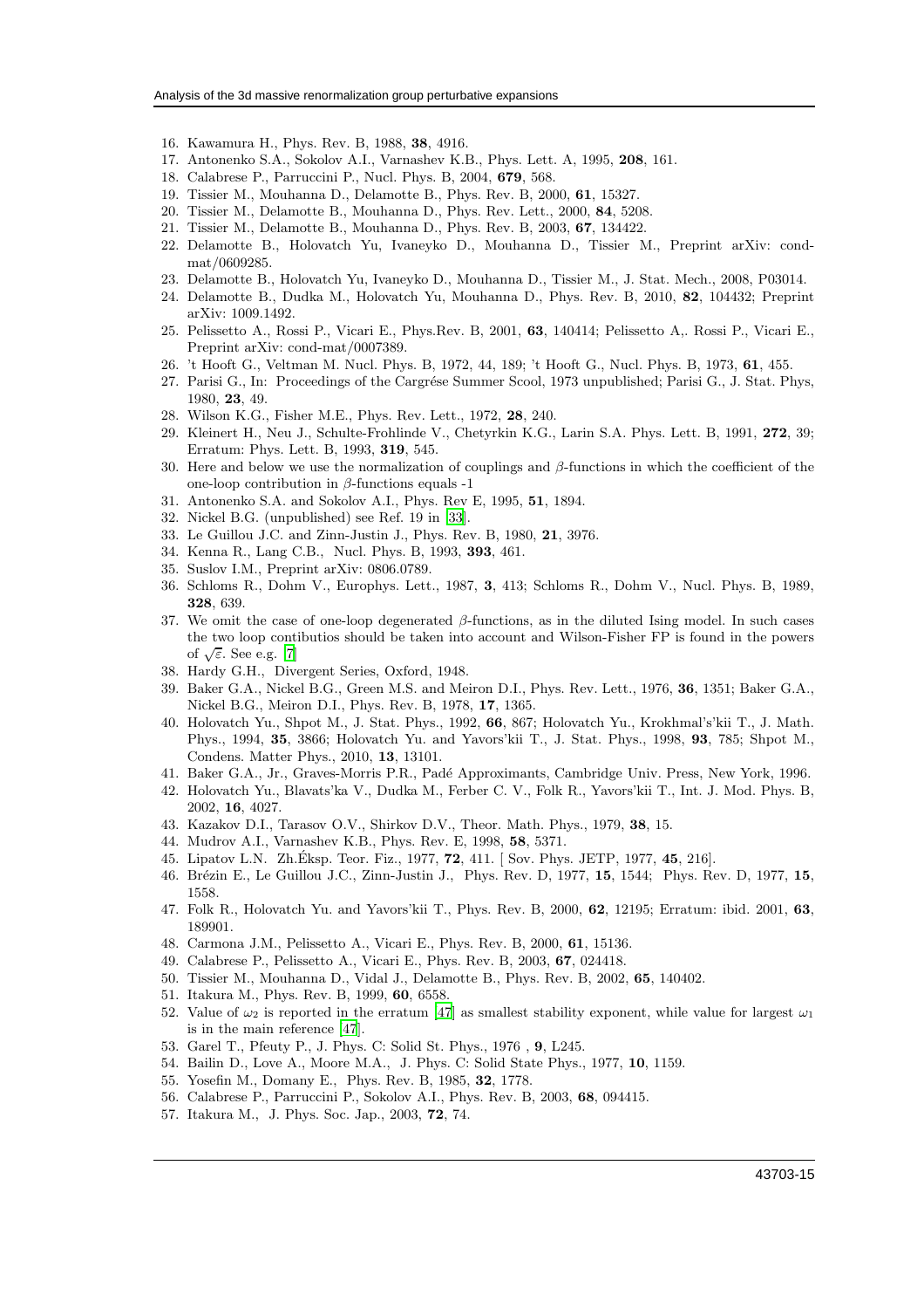16. Kawamura H., Phys. Rev. B, 1988, **38**, 4916.
17. Antonenko S.A., Sokolov A.I., Varnashev K.B., Phys. Lett. A, 1995, **208**, 161.
18. Calabrese P., Parruccini P., Nucl. Phys. B, 2004, **679**, 568.
19. Tissier M., Mouhanna D., Delamotte B., Phys. Rev. B, 2000, **61**, 15327.
20. Tissier M., Delamotte B., Mouhanna D., Phys. Rev. Lett., 2000, **84**, 5208.
21. Tissier M., Delamotte B., Mouhanna D., Phys. Rev. B, 2003, **67**, 134422.
22. Delamotte B., Holovatch Yu, Ivaneyko D., Mouhanna D., Tissier M., Preprint arXiv: cond-mat/0609285.
23. Delamotte B., Holovatch Yu, Ivaneyko D., Mouhanna D., Tissier M., J. Stat. Mech., 2008, P03014.
24. Delamotte B., Dudka M., Holovatch Yu, Mouhanna D., Phys. Rev. B, 2010, **82**, 104432; Preprint arXiv: 1009.1492.
25. Pelissetto A., Rossi P., Vicari E., Phys.Rev. B, 2001, **63**, 140414; Pelissetto A,. Rossi P., Vicari E., Preprint arXiv: cond-mat/0007389.
26. 't Hooft G., Veltman M. Nucl. Phys. B, 1972, 44, 189; 't Hooft G., Nucl. Phys. B, 1973, **61**, 455.
27. Parisi G., In: Proceedings of the Cargrése Summer Scool, 1973 unpublished; Parisi G., J. Stat. Phys, 1980, **23**, 49.
28. Wilson K.G., Fisher M.E., Phys. Rev. Lett., 1972, **28**, 240.
29. Kleinert H., Neu J., Schulte-Frohlinde V., Chetyrkin K.G., Larin S.A. Phys. Lett. B, 1991, **272**, 39; Erratum: Phys. Lett. B, 1993, **319**, 545.
30. Here and below we use the normalization of couplings and $\beta$-functions in which the coefficient of the one-loop contribution in $\beta$-functions equals -1
31. Antonenko S.A. and Sokolov A.I., Phys. Rev E, 1995, **51**, 1894.
32. Nickel B.G. (unpublished) see Ref. 19 in [33].
33. Le Guillou J.C. and Zinn-Justin J., Phys. Rev. B, 1980, **21**, 3976.
34. Kenna R., Lang C.B., Nucl. Phys. B, 1993, **393**, 461.
35. Suslov I.M., Preprint arXiv: 0806.0789.
36. Schloms R., Dohm V., Europhys. Lett., 1987, **3**, 413; Schloms R., Dohm V., Nucl. Phys. B, 1989, **328**, 639.
37. We omit the case of one-loop degenerated $\beta$-functions, as in the diluted Ising model. In such cases the two loop contibutios should be taken into account and Wilson-Fisher FP is found in the powers of $\sqrt{\varepsilon}$. See e.g. [7]
38. Hardy G.H., Divergent Series, Oxford, 1948.
39. Baker G.A., Nickel B.G., Green M.S. and Meiron D.I., Phys. Rev. Lett., 1976, **36**, 1351; Baker G.A., Nickel B.G., Meiron D.I., Phys. Rev. B, 1978, **17**, 1365.
40. Holovatch Yu., Shpot M., J. Stat. Phys., 1992, **66**, 867; Holovatch Yu., Krokhmal's'kii T., J. Math. Phys., 1994, **35**, 3866; Holovatch Yu. and Yavors'kii T., J. Stat. Phys., 1998, **93**, 785; Shpot M., Condens. Matter Phys., 2010, **13**, 13101.
41. Baker G.A., Jr., Graves-Morris P.R., Padé Approximants, Cambridge Univ. Press, New York, 1996.
42. Holovatch Yu., Blavats'ka V., Dudka M., Ferber C. V., Folk R., Yavors'kii T., Int. J. Mod. Phys. B, 2002, **16**, 4027.
43. Kazakov D.I., Tarasov O.V., Shirkov D.V., Theor. Math. Phys., 1979, **38**, 15.
44. Mudrov A.I., Varnashev K.B., Phys. Rev. E, 1998, **58**, 5371.
45. Lipatov L.N. Zh.Éksp. Teor. Fiz., 1977, **72**, 411. [ Sov. Phys. JETP, 1977, **45**, 216].
46. Brézin E., Le Guillou J.C., Zinn-Justin J., Phys. Rev. D, 1977, **15**, 1544; Phys. Rev. D, 1977, **15**, 1558.
47. Folk R., Holovatch Yu. and Yavors'kii T., Phys. Rev. B, 2000, **62**, 12195; Erratum: ibid. 2001, **63**, 189901.
48. Carmona J.M., Pelissetto A., Vicari E., Phys. Rev. B, 2000, **61**, 15136.
49. Calabrese P., Pelissetto A., Vicari E., Phys. Rev. B, 2003, **67**, 024418.
50. Tissier M., Mouhanna D., Vidal J., Delamotte B., Phys. Rev. B, 2002, **65**, 140402.
51. Itakura M., Phys. Rev. B, 1999, **60**, 6558.
52. Value of $\omega_2$ is reported in the erratum [47] as smallest stability exponent, while value for largest $\omega_1$ is in the main reference [47].
53. Garel T., Pfeuty P., J. Phys. C: Solid St. Phys., 1976 , **9**, L245.
54. Bailin D., Love A., Moore M.A., J. Phys. C: Solid State Phys., 1977, **10**, 1159.
55. Yosefin M., Domany E., Phys. Rev. B, 1985, **32**, 1778.
56. Calabrese P., Parruccini P., Sokolov A.I., Phys. Rev. B, 2003, **68**, 094415.
57. Itakura M., J. Phys. Soc. Jap., 2003, **72**, 74.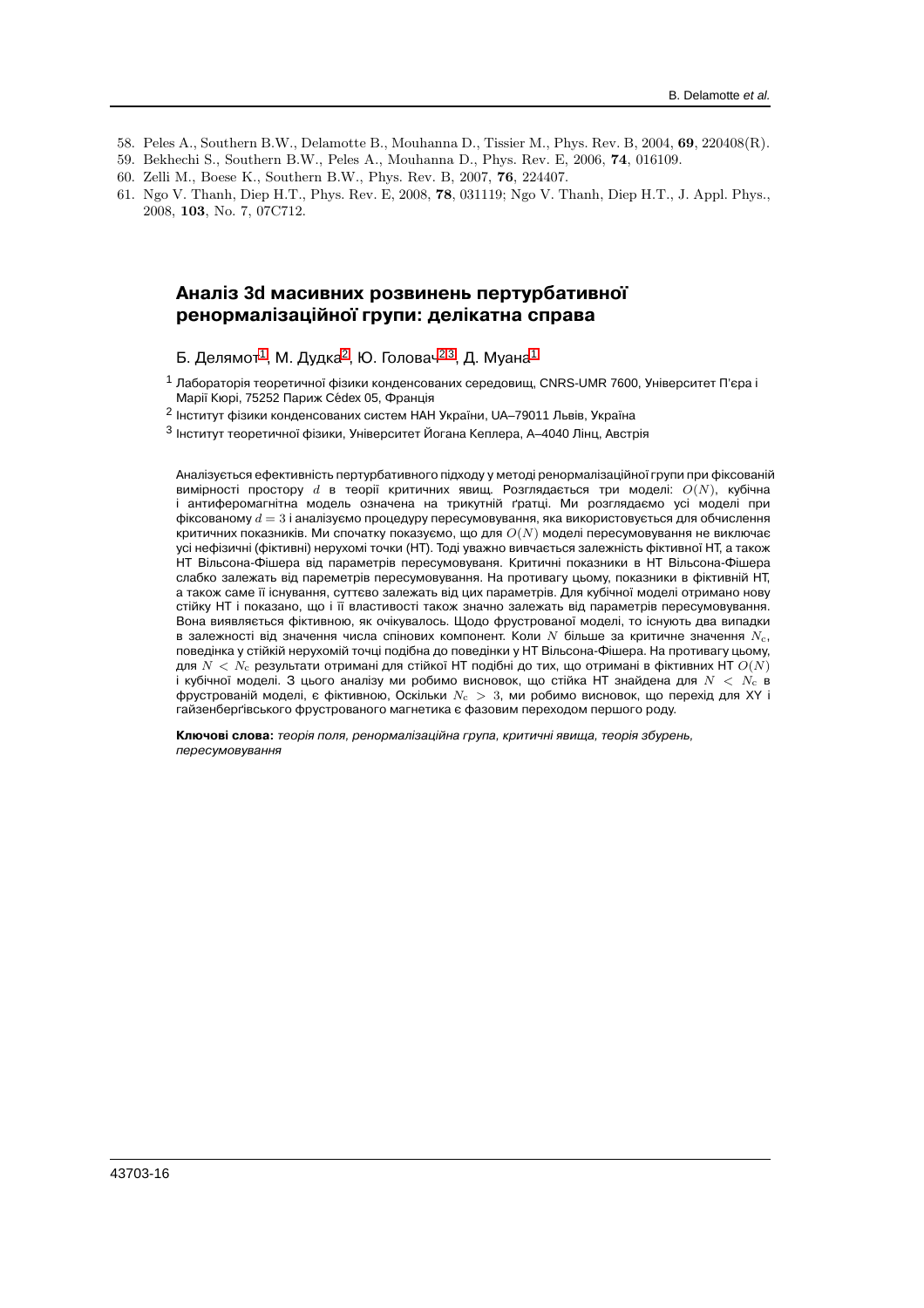58. Peles A., Southern B.W., Delamotte B., Mouhanna D., Tissier M., Phys. Rev. B, 2004, **69**, 220408(R).
59. Bekhechi S., Southern B.W., Peles A., Mouhanna D., Phys. Rev. E, 2006, **74**, 016109.
60. Zelli M., Boese K., Southern B.W., Phys. Rev. B, 2007, **76**, 224407.
61. Ngo V. Thanh, Diep H.T., Phys. Rev. E, 2008, **78**, 031119; Ngo V. Thanh, Diep H.T., J. Appl. Phys., 2008, **103**, No. 7, 07C712.

## Аналіз 3d масивних розвинень пертурбативної ренормалізаційної групи: делікатна справа

Б. Делямот[1], М. Дудка[2], Ю. Головач[2,3], Д. Муана[1]

[1] Лабораторія теоретичної фізики конденсованих середовищ, CNRS-UMR 7600, Університет П'єра і Марії Кюрі, 75252 Париж Cédex 05, Франція

[2] Інститут фізики конденсованих систем НАН України, UA–79011 Львів, Україна

[3] Інститут теоретичної фізики, Університет Йогана Кеплера, A–4040 Лінц, Австрія

Аналізується ефективність пертурбативного підходу у методі ренормалізаційної групи при фіксованій вимірності простору $d$ в теорії критичних явищ. Розглядається три моделі: $O(N)$, кубічна і антиферомагнітна модель означена на трикутній ґратці. Ми розглядаємо усі моделі при фіксованому $d = 3$ і аналізуємо процедуру пересумовування, яка використовується для обчислення критичних показників. Ми спочатку показуємо, що для $O(N)$ моделі пересумовування не виключає усі нефізичні (фіктивні) нерухомі точки (НТ). Тоді уважно вивчається залежність фіктивної НТ, а також НТ Вільсона-Фішера від параметрів пересумовування. Критичні показники в НТ Вільсона-Фішера слабко залежать від пареметрів пересумовуваня. На противагу цьому, показники в фіктивній НТ, а також саме її існування, суттєво залежать від цих параметрів. Для кубічної моделі отримано нову стійку НТ і показано, що і її властивості також значно залежать від параметрів пересумовування. Вона виявляється фіктивною, як очікувалось. Щодо фрустрованої моделі, то існують два випадки в залежності від значення числа спінових компонент. Коли $N$ більше за критичне значення $N_c$, поведінка у стійкій нерухомій точці подібна до поведінки у НТ Вільсона-Фішера. На противагу цьому, для $N < N_c$ результати отримані для стійкої НТ подібні до тих, що отримані в фіктивних НТ $O(N)$ і кубічної моделі. З цього аналізу ми робимо висновок, що стійка НТ знайдена для $N < N_c$ в фрустрованій моделі, є фіктивною, Оскільки $N_c > 3$, ми робимо висновок, що перехід для XY і гайзенберґівського фрустрованого магнетика є фазовим переходом першого роду.

**Ключові слова:** *теорія поля, ренормалізаційна група, критичні явища, теорія збурень, пересумовування*